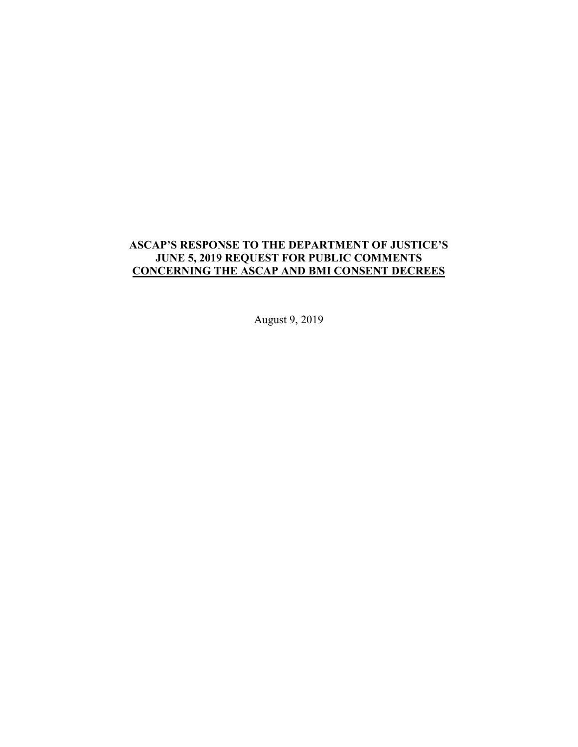# ASCAP'S RESPONSE TO THE DEPARTMENT OF JUSTICE'S JUNE 5, 2019 REQUEST FOR PUBLIC COMMENTS CONCERNING THE ASCAP AND BMI CONSENT DECREES

August 9, 2019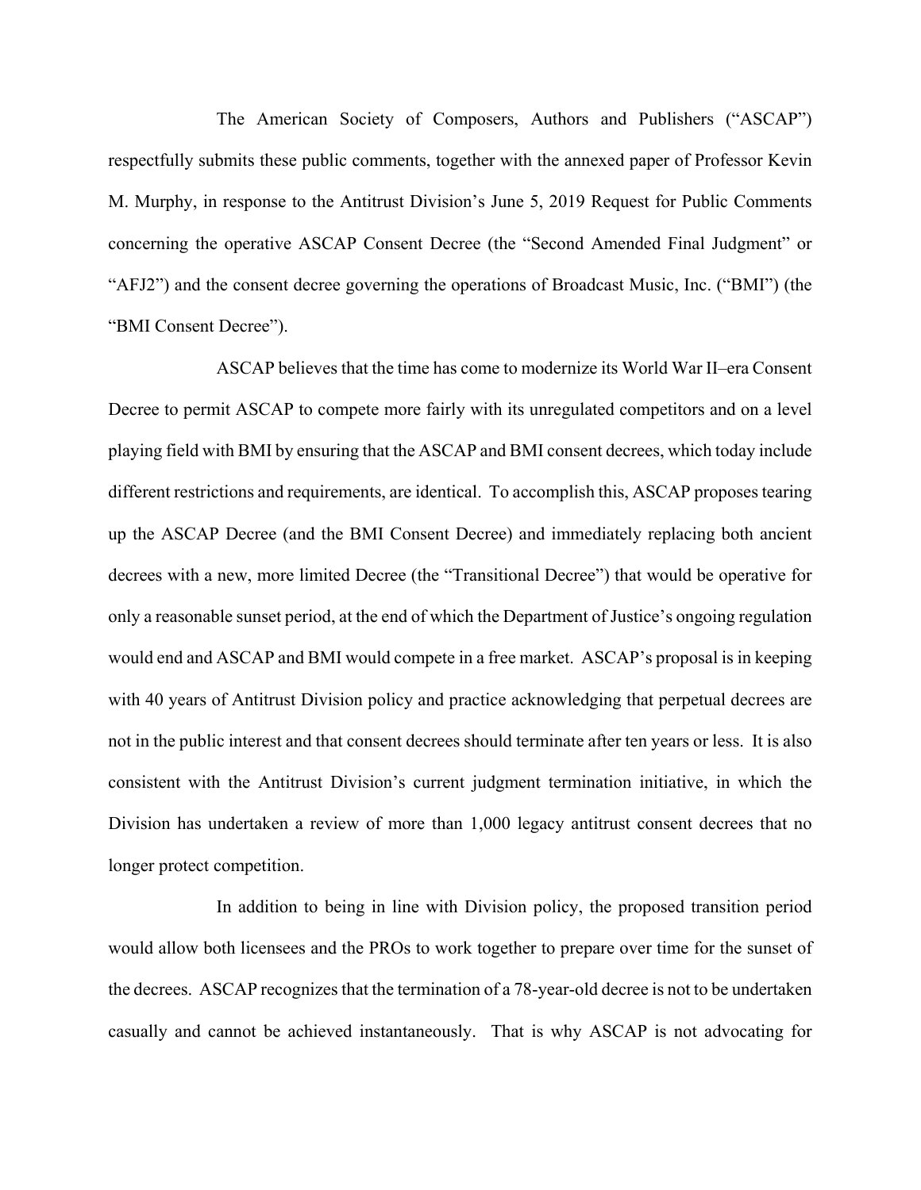The American Society of Composers, Authors and Publishers ("ASCAP") respectfully submits these public comments, together with the annexed paper of Professor Kevin M. Murphy, in response to the Antitrust Division's June 5, 2019 Request for Public Comments concerning the operative ASCAP Consent Decree (the "Second Amended Final Judgment" or "AFJ2") and the consent decree governing the operations of Broadcast Music, Inc. ("BMI") (the "BMI Consent Decree").

ASCAP believes that the time has come to modernize its World War II–era Consent Decree to permit ASCAP to compete more fairly with its unregulated competitors and on a level playing field with BMI by ensuring that the ASCAP and BMI consent decrees, which today include different restrictions and requirements, are identical. To accomplish this, ASCAP proposes tearing up the ASCAP Decree (and the BMI Consent Decree) and immediately replacing both ancient decrees with a new, more limited Decree (the "Transitional Decree") that would be operative for only a reasonable sunset period, at the end of which the Department of Justice's ongoing regulation would end and ASCAP and BMI would compete in a free market. ASCAP's proposal is in keeping with 40 years of Antitrust Division policy and practice acknowledging that perpetual decrees are not in the public interest and that consent decrees should terminate after ten years or less. It is also consistent with the Antitrust Division's current judgment termination initiative, in which the Division has undertaken a review of more than 1,000 legacy antitrust consent decrees that no longer protect competition.

In addition to being in line with Division policy, the proposed transition period would allow both licensees and the PROs to work together to prepare over time for the sunset of the decrees. ASCAP recognizes that the termination of a 78-year-old decree is not to be undertaken casually and cannot be achieved instantaneously. That is why ASCAP is not advocating for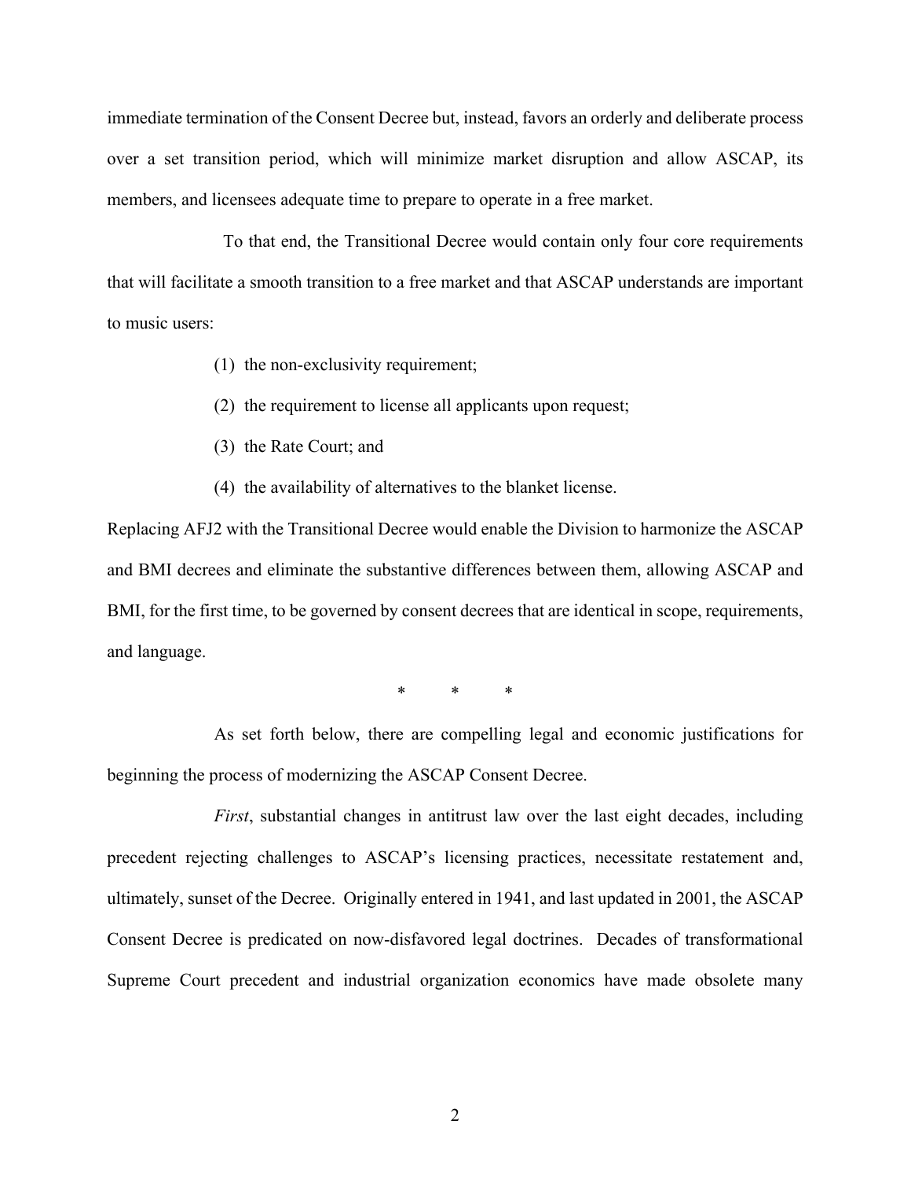immediate termination of the Consent Decree but, instead, favors an orderly and deliberate process over a set transition period, which will minimize market disruption and allow ASCAP, its members, and licensees adequate time to prepare to operate in a free market.

To that end, the Transitional Decree would contain only four core requirements that will facilitate a smooth transition to a free market and that ASCAP understands are important to music users:

(1) the non-exclusivity requirement;

(2) the requirement to license all applicants upon request;

(3) the Rate Court; and

(4) the availability of alternatives to the blanket license.

Replacing AFJ2 with the Transitional Decree would enable the Division to harmonize the ASCAP and BMI decrees and eliminate the substantive differences between them, allowing ASCAP and BMI, for the first time, to be governed by consent decrees that are identical in scope, requirements, and language.

\* \* \*

As set forth below, there are compelling legal and economic justifications for beginning the process of modernizing the ASCAP Consent Decree.

*First*, substantial changes in antitrust law over the last eight decades, including precedent rejecting challenges to ASCAP's licensing practices, necessitate restatement and, ultimately, sunset of the Decree. Originally entered in 1941, and last updated in 2001, the ASCAP Consent Decree is predicated on now-disfavored legal doctrines. Decades of transformational Supreme Court precedent and industrial organization economics have made obsolete many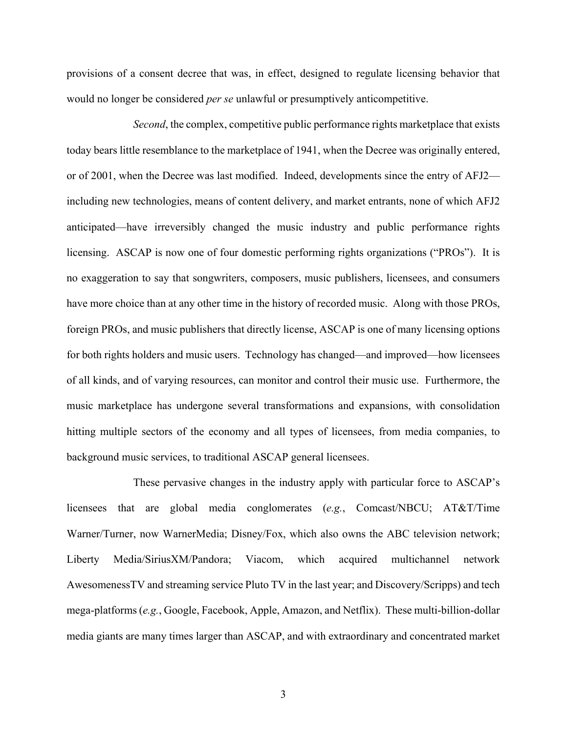provisions of a consent decree that was, in effect, designed to regulate licensing behavior that would no longer be considered *per se* unlawful or presumptively anticompetitive.

*Second*, the complex, competitive public performance rights marketplace that exists today bears little resemblance to the marketplace of 1941, when the Decree was originally entered, or of 2001, when the Decree was last modified. Indeed, developments since the entry of AFJ2—including new technologies, means of content delivery, and market entrants, none of which AFJ2 anticipated—have irreversibly changed the music industry and public performance rights licensing. ASCAP is now one of four domestic performing rights organizations ("PROs"). It is no exaggeration to say that songwriters, composers, music publishers, licensees, and consumers have more choice than at any other time in the history of recorded music. Along with those PROs, foreign PROs, and music publishers that directly license, ASCAP is one of many licensing options for both rights holders and music users. Technology has changed—and improved—how licensees of all kinds, and of varying resources, can monitor and control their music use. Furthermore, the music marketplace has undergone several transformations and expansions, with consolidation hitting multiple sectors of the economy and all types of licensees, from media companies, to background music services, to traditional ASCAP general licensees.

These pervasive changes in the industry apply with particular force to ASCAP's licensees that are global media conglomerates (*e.g.*, Comcast/NBCU; AT&T/Time Warner/Turner, now WarnerMedia; Disney/Fox, which also owns the ABC television network; Liberty Media/SiriusXM/Pandora; Viacom, which acquired multichannel network AwesomenessTV and streaming service Pluto TV in the last year; and Discovery/Scripps) and tech mega-platforms (*e.g.*, Google, Facebook, Apple, Amazon, and Netflix). These multi-billion-dollar media giants are many times larger than ASCAP, and with extraordinary and concentrated market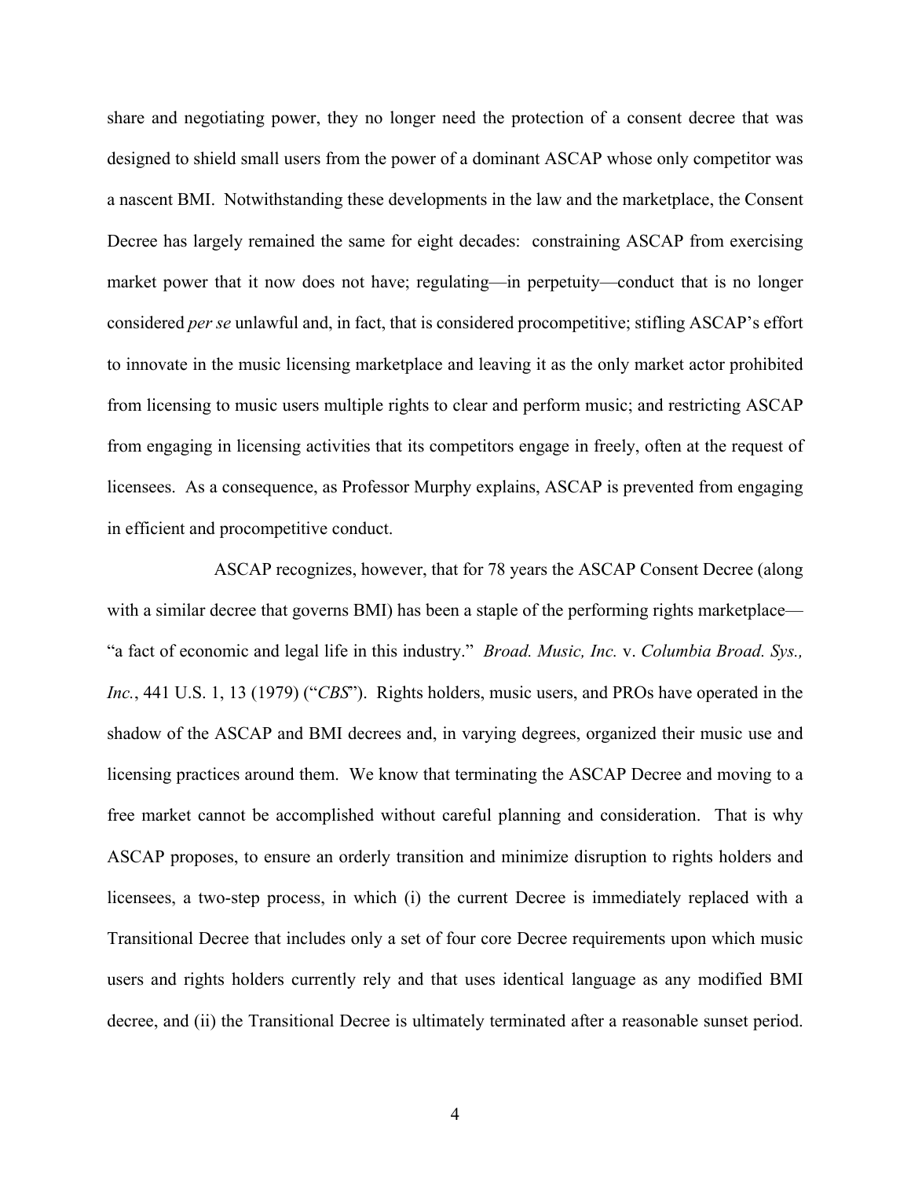share and negotiating power, they no longer need the protection of a consent decree that was designed to shield small users from the power of a dominant ASCAP whose only competitor was a nascent BMI. Notwithstanding these developments in the law and the marketplace, the Consent Decree has largely remained the same for eight decades: constraining ASCAP from exercising market power that it now does not have; regulating—in perpetuity—conduct that is no longer considered *per se* unlawful and, in fact, that is considered procompetitive; stifling ASCAP's effort to innovate in the music licensing marketplace and leaving it as the only market actor prohibited from licensing to music users multiple rights to clear and perform music; and restricting ASCAP from engaging in licensing activities that its competitors engage in freely, often at the request of licensees. As a consequence, as Professor Murphy explains, ASCAP is prevented from engaging in efficient and procompetitive conduct.

ASCAP recognizes, however, that for 78 years the ASCAP Consent Decree (along with a similar decree that governs BMI) has been a staple of the performing rights marketplace—"a fact of economic and legal life in this industry." *Broad. Music, Inc.* v. *Columbia Broad. Sys., Inc.*, 441 U.S. 1, 13 (1979) ("*CBS*"). Rights holders, music users, and PROs have operated in the shadow of the ASCAP and BMI decrees and, in varying degrees, organized their music use and licensing practices around them. We know that terminating the ASCAP Decree and moving to a free market cannot be accomplished without careful planning and consideration. That is why ASCAP proposes, to ensure an orderly transition and minimize disruption to rights holders and licensees, a two-step process, in which (i) the current Decree is immediately replaced with a Transitional Decree that includes only a set of four core Decree requirements upon which music users and rights holders currently rely and that uses identical language as any modified BMI decree, and (ii) the Transitional Decree is ultimately terminated after a reasonable sunset period.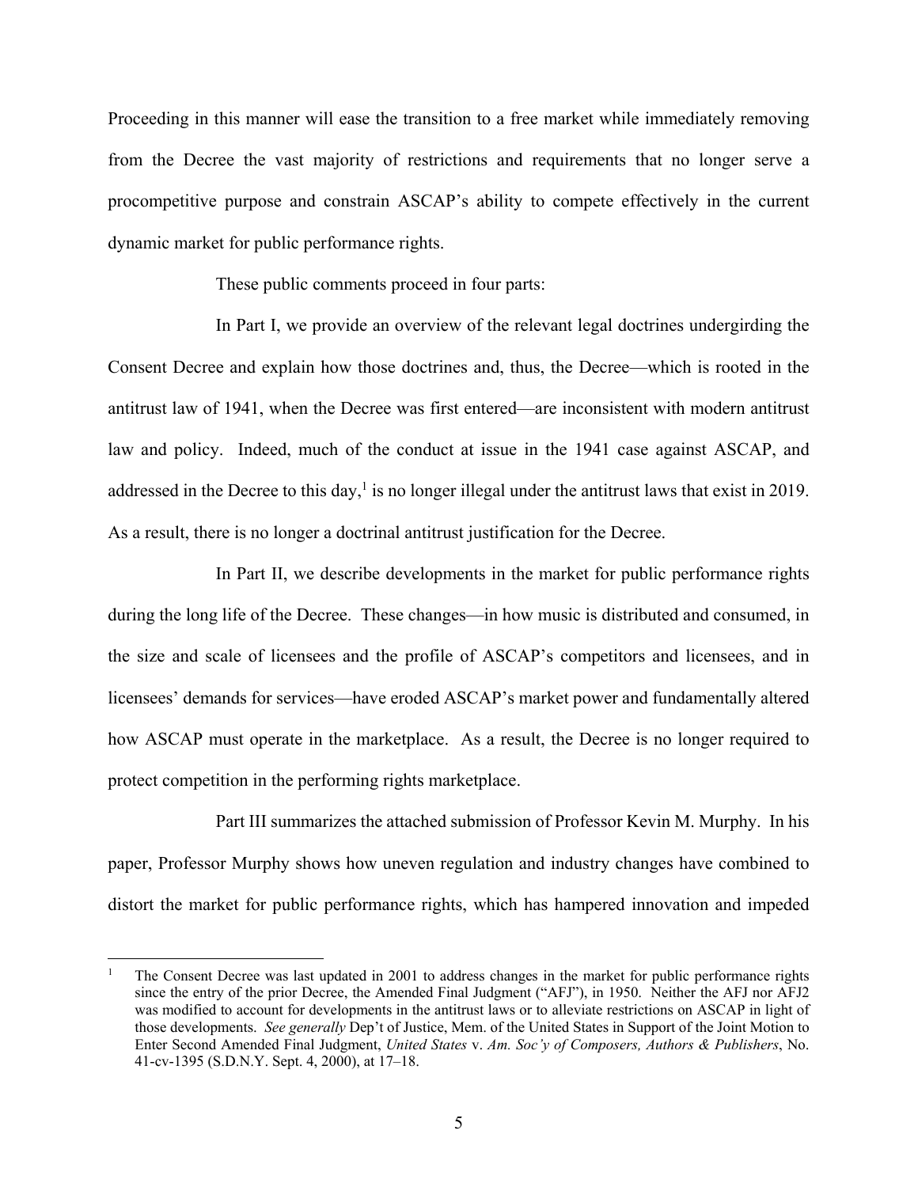Proceeding in this manner will ease the transition to a free market while immediately removing from the Decree the vast majority of restrictions and requirements that no longer serve a procompetitive purpose and constrain ASCAP's ability to compete effectively in the current dynamic market for public performance rights.

These public comments proceed in four parts:

In Part I, we provide an overview of the relevant legal doctrines undergirding the Consent Decree and explain how those doctrines and, thus, the Decree—which is rooted in the antitrust law of 1941, when the Decree was first entered—are inconsistent with modern antitrust law and policy. Indeed, much of the conduct at issue in the 1941 case against ASCAP, and addressed in the Decree to this day,[1] is no longer illegal under the antitrust laws that exist in 2019. As a result, there is no longer a doctrinal antitrust justification for the Decree.

In Part II, we describe developments in the market for public performance rights during the long life of the Decree. These changes—in how music is distributed and consumed, in the size and scale of licensees and the profile of ASCAP's competitors and licensees, and in licensees' demands for services—have eroded ASCAP's market power and fundamentally altered how ASCAP must operate in the marketplace. As a result, the Decree is no longer required to protect competition in the performing rights marketplace.

Part III summarizes the attached submission of Professor Kevin M. Murphy. In his paper, Professor Murphy shows how uneven regulation and industry changes have combined to distort the market for public performance rights, which has hampered innovation and impeded

[1] The Consent Decree was last updated in 2001 to address changes in the market for public performance rights since the entry of the prior Decree, the Amended Final Judgment ("AFJ"), in 1950. Neither the AFJ nor AFJ2 was modified to account for developments in the antitrust laws or to alleviate restrictions on ASCAP in light of those developments. *See generally* Dep't of Justice, Mem. of the United States in Support of the Joint Motion to Enter Second Amended Final Judgment, *United States* v. *Am. Soc'y of Composers, Authors & Publishers*, No. 41-cv-1395 (S.D.N.Y. Sept. 4, 2000), at 17–18.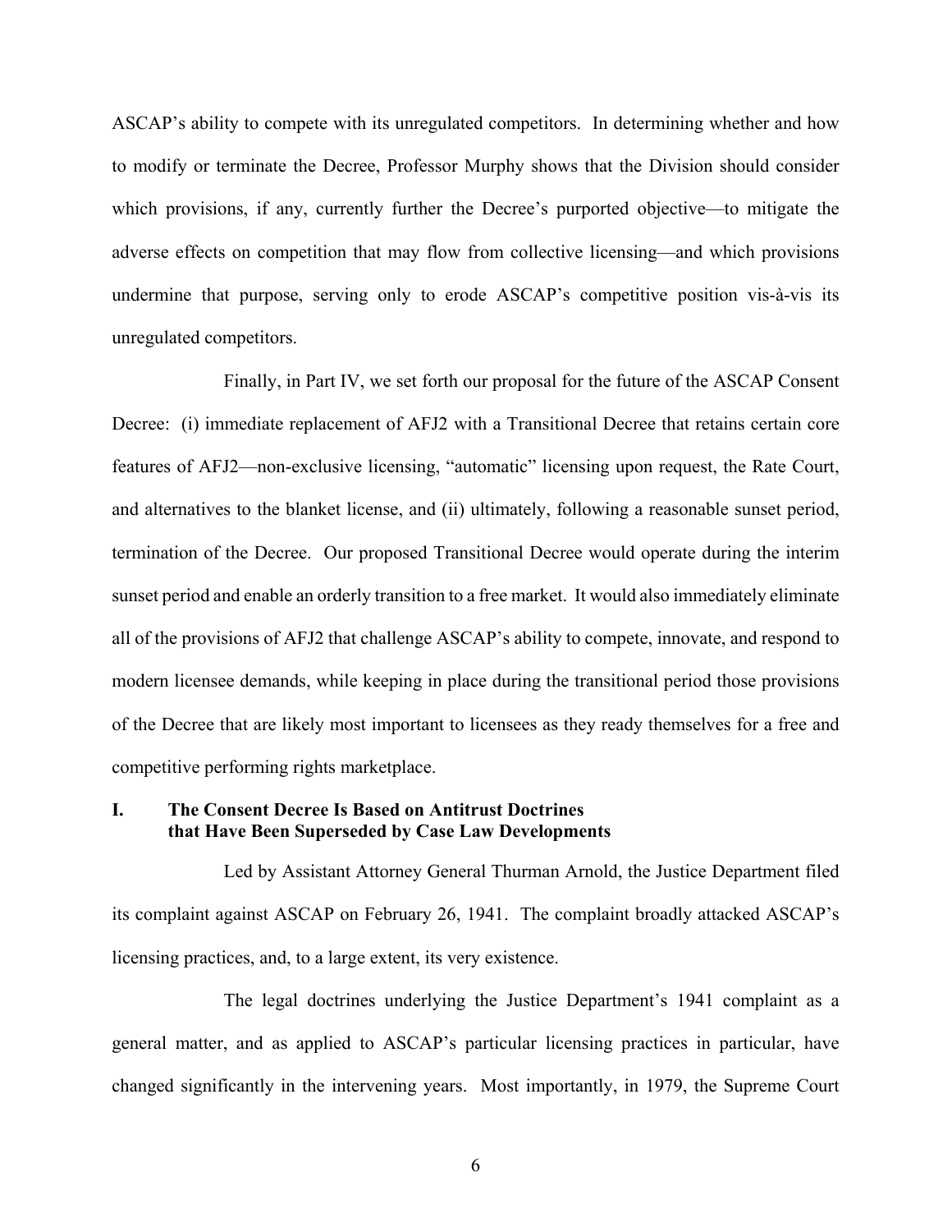ASCAP's ability to compete with its unregulated competitors. In determining whether and how to modify or terminate the Decree, Professor Murphy shows that the Division should consider which provisions, if any, currently further the Decree's purported objective—to mitigate the adverse effects on competition that may flow from collective licensing—and which provisions undermine that purpose, serving only to erode ASCAP's competitive position vis-à-vis its unregulated competitors.

Finally, in Part IV, we set forth our proposal for the future of the ASCAP Consent Decree: (i) immediate replacement of AFJ2 with a Transitional Decree that retains certain core features of AFJ2—non-exclusive licensing, "automatic" licensing upon request, the Rate Court, and alternatives to the blanket license, and (ii) ultimately, following a reasonable sunset period, termination of the Decree. Our proposed Transitional Decree would operate during the interim sunset period and enable an orderly transition to a free market. It would also immediately eliminate all of the provisions of AFJ2 that challenge ASCAP's ability to compete, innovate, and respond to modern licensee demands, while keeping in place during the transitional period those provisions of the Decree that are likely most important to licensees as they ready themselves for a free and competitive performing rights marketplace.

## I. The Consent Decree Is Based on Antitrust Doctrines that Have Been Superseded by Case Law Developments

Led by Assistant Attorney General Thurman Arnold, the Justice Department filed its complaint against ASCAP on February 26, 1941. The complaint broadly attacked ASCAP's licensing practices, and, to a large extent, its very existence.

The legal doctrines underlying the Justice Department's 1941 complaint as a general matter, and as applied to ASCAP's particular licensing practices in particular, have changed significantly in the intervening years. Most importantly, in 1979, the Supreme Court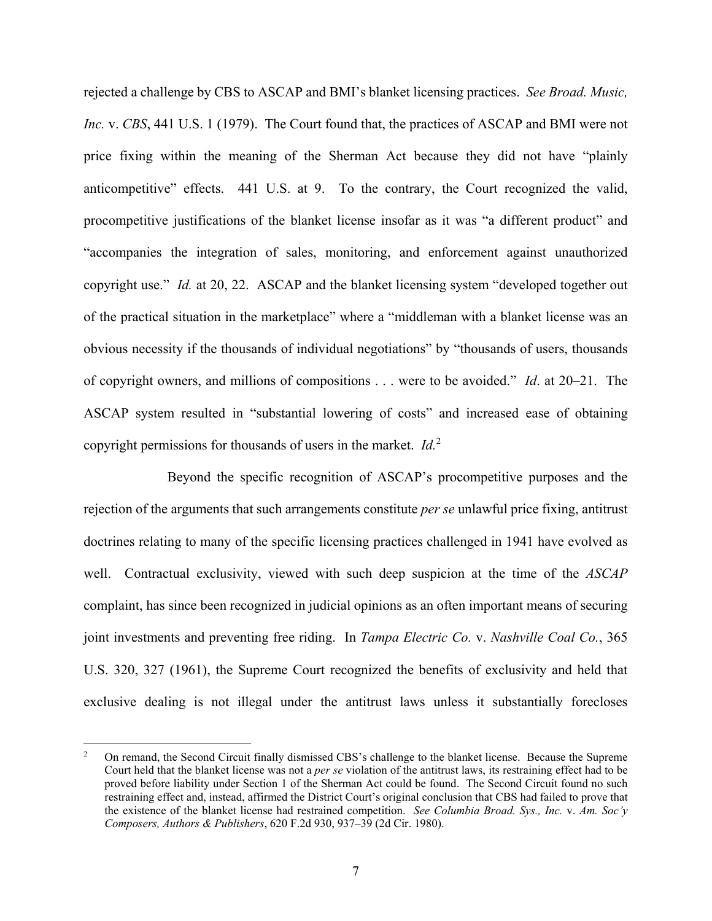rejected a challenge by CBS to ASCAP and BMI's blanket licensing practices. *See Broad. Music, Inc.* v. *CBS*, 441 U.S. 1 (1979). The Court found that, the practices of ASCAP and BMI were not price fixing within the meaning of the Sherman Act because they did not have "plainly anticompetitive" effects. 441 U.S. at 9. To the contrary, the Court recognized the valid, procompetitive justifications of the blanket license insofar as it was "a different product" and "accompanies the integration of sales, monitoring, and enforcement against unauthorized copyright use." *Id.* at 20, 22. ASCAP and the blanket licensing system "developed together out of the practical situation in the marketplace" where a "middleman with a blanket license was an obvious necessity if the thousands of individual negotiations" by "thousands of users, thousands of copyright owners, and millions of compositions . . . were to be avoided." *Id*. at 20–21. The ASCAP system resulted in "substantial lowering of costs" and increased ease of obtaining copyright permissions for thousands of users in the market. *Id.*[2]

Beyond the specific recognition of ASCAP's procompetitive purposes and the rejection of the arguments that such arrangements constitute *per se* unlawful price fixing, antitrust doctrines relating to many of the specific licensing practices challenged in 1941 have evolved as well. Contractual exclusivity, viewed with such deep suspicion at the time of the *ASCAP* complaint, has since been recognized in judicial opinions as an often important means of securing joint investments and preventing free riding. In *Tampa Electric Co.* v. *Nashville Coal Co.*, 365 U.S. 320, 327 (1961), the Supreme Court recognized the benefits of exclusivity and held that exclusive dealing is not illegal under the antitrust laws unless it substantially forecloses

---

[2] On remand, the Second Circuit finally dismissed CBS's challenge to the blanket license. Because the Supreme Court held that the blanket license was not a *per se* violation of the antitrust laws, its restraining effect had to be proved before liability under Section 1 of the Sherman Act could be found. The Second Circuit found no such restraining effect and, instead, affirmed the District Court's original conclusion that CBS had failed to prove that the existence of the blanket license had restrained competition. *See Columbia Broad. Sys., Inc.* v. *Am. Soc'y Composers, Authors & Publishers*, 620 F.2d 930, 937–39 (2d Cir. 1980).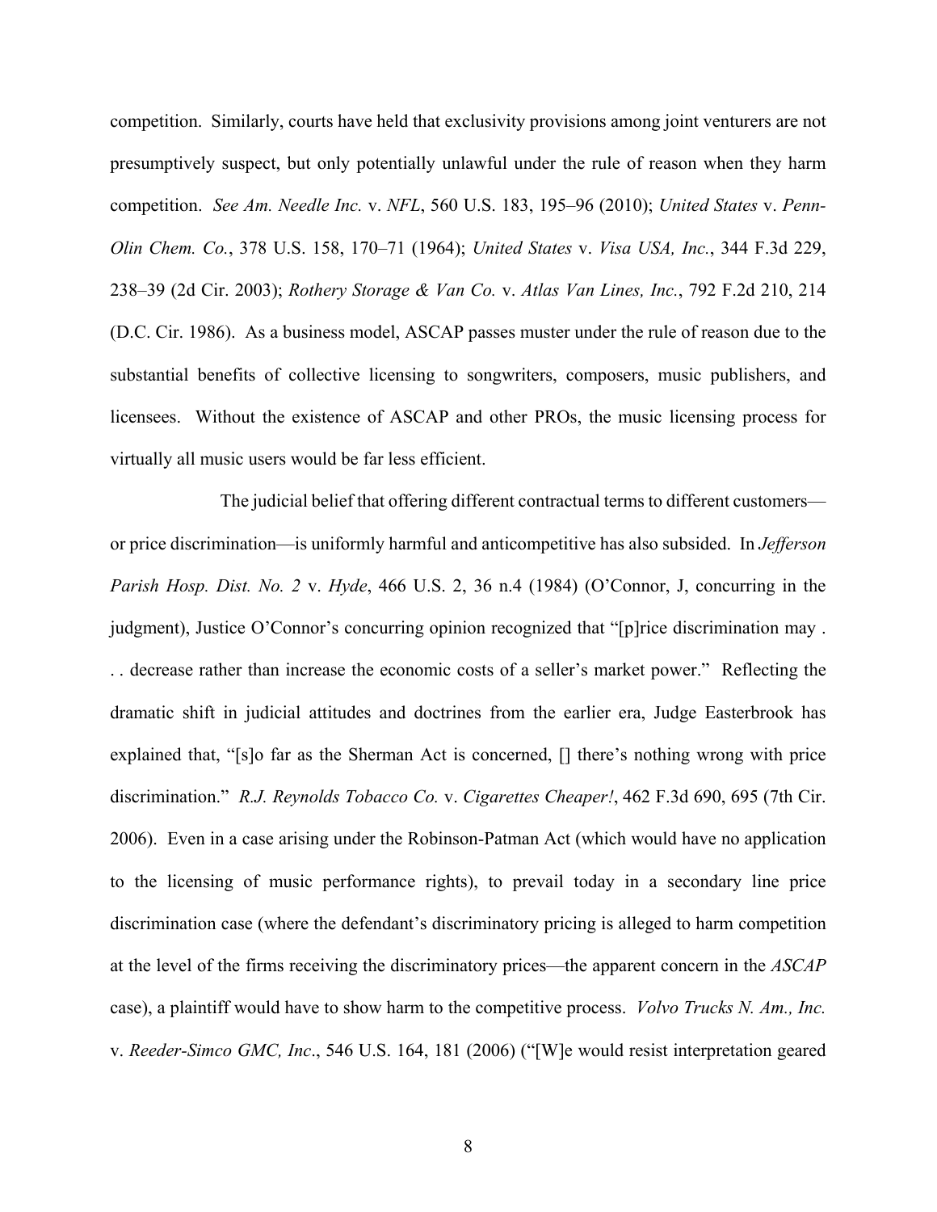competition. Similarly, courts have held that exclusivity provisions among joint venturers are not presumptively suspect, but only potentially unlawful under the rule of reason when they harm competition. *See Am. Needle Inc.* v. *NFL*, 560 U.S. 183, 195–96 (2010); *United States* v. *Penn-Olin Chem. Co.*, 378 U.S. 158, 170–71 (1964); *United States* v. *Visa USA, Inc.*, 344 F.3d 229, 238–39 (2d Cir. 2003); *Rothery Storage & Van Co.* v. *Atlas Van Lines, Inc.*, 792 F.2d 210, 214 (D.C. Cir. 1986). As a business model, ASCAP passes muster under the rule of reason due to the substantial benefits of collective licensing to songwriters, composers, music publishers, and licensees. Without the existence of ASCAP and other PROs, the music licensing process for virtually all music users would be far less efficient.

The judicial belief that offering different contractual terms to different customers—or price discrimination—is uniformly harmful and anticompetitive has also subsided. In *Jefferson Parish Hosp. Dist. No. 2* v. *Hyde*, 466 U.S. 2, 36 n.4 (1984) (O'Connor, J, concurring in the judgment), Justice O'Connor's concurring opinion recognized that "[p]rice discrimination may . . . decrease rather than increase the economic costs of a seller's market power." Reflecting the dramatic shift in judicial attitudes and doctrines from the earlier era, Judge Easterbrook has explained that, "[s]o far as the Sherman Act is concerned, [] there's nothing wrong with price discrimination." *R.J. Reynolds Tobacco Co.* v. *Cigarettes Cheaper!*, 462 F.3d 690, 695 (7th Cir. 2006). Even in a case arising under the Robinson-Patman Act (which would have no application to the licensing of music performance rights), to prevail today in a secondary line price discrimination case (where the defendant's discriminatory pricing is alleged to harm competition at the level of the firms receiving the discriminatory prices—the apparent concern in the *ASCAP* case), a plaintiff would have to show harm to the competitive process. *Volvo Trucks N. Am., Inc.* v. *Reeder-Simco GMC, Inc*., 546 U.S. 164, 181 (2006) ("[W]e would resist interpretation geared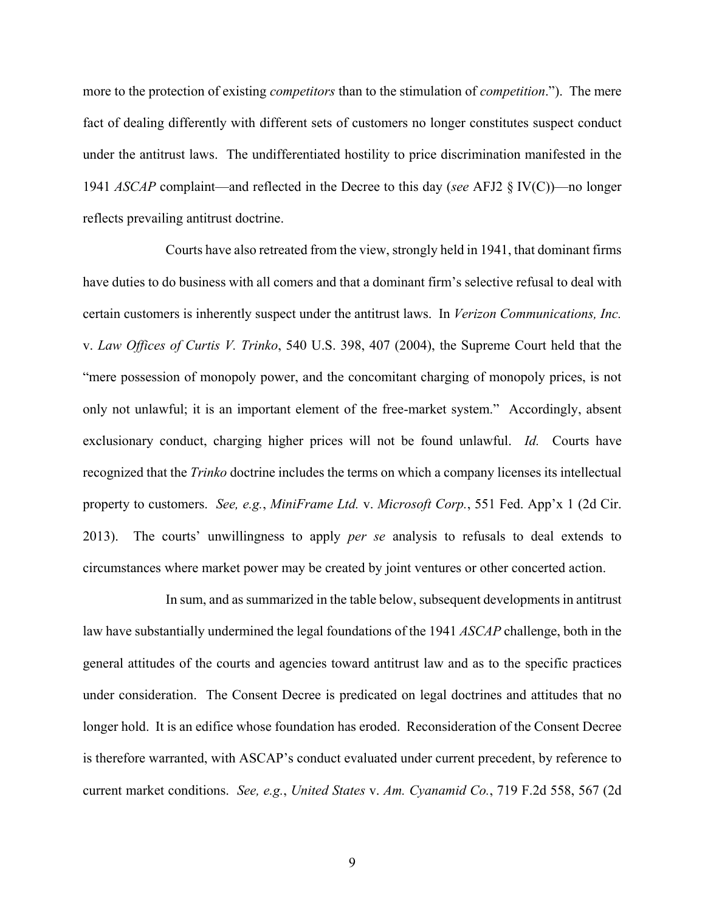more to the protection of existing *competitors* than to the stimulation of *competition*."). The mere fact of dealing differently with different sets of customers no longer constitutes suspect conduct under the antitrust laws. The undifferentiated hostility to price discrimination manifested in the 1941 *ASCAP* complaint—and reflected in the Decree to this day (*see* AFJ2 § IV(C))—no longer reflects prevailing antitrust doctrine.

Courts have also retreated from the view, strongly held in 1941, that dominant firms have duties to do business with all comers and that a dominant firm's selective refusal to deal with certain customers is inherently suspect under the antitrust laws. In *Verizon Communications, Inc.* v. *Law Offices of Curtis V. Trinko*, 540 U.S. 398, 407 (2004), the Supreme Court held that the "mere possession of monopoly power, and the concomitant charging of monopoly prices, is not only not unlawful; it is an important element of the free-market system." Accordingly, absent exclusionary conduct, charging higher prices will not be found unlawful. *Id.* Courts have recognized that the *Trinko* doctrine includes the terms on which a company licenses its intellectual property to customers. *See, e.g.*, *MiniFrame Ltd.* v. *Microsoft Corp.*, 551 Fed. App'x 1 (2d Cir. 2013). The courts' unwillingness to apply *per se* analysis to refusals to deal extends to circumstances where market power may be created by joint ventures or other concerted action.

In sum, and as summarized in the table below, subsequent developments in antitrust law have substantially undermined the legal foundations of the 1941 *ASCAP* challenge, both in the general attitudes of the courts and agencies toward antitrust law and as to the specific practices under consideration. The Consent Decree is predicated on legal doctrines and attitudes that no longer hold. It is an edifice whose foundation has eroded. Reconsideration of the Consent Decree is therefore warranted, with ASCAP's conduct evaluated under current precedent, by reference to current market conditions. *See, e.g.*, *United States* v. *Am. Cyanamid Co.*, 719 F.2d 558, 567 (2d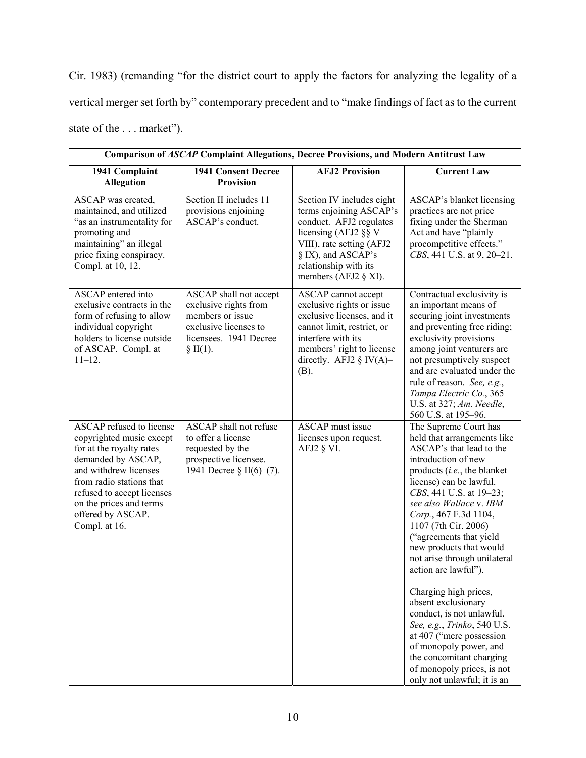Cir. 1983) (remanding "for the district court to apply the factors for analyzing the legality of a vertical merger set forth by" contemporary precedent and to "make findings of fact as to the current state of the . . . market").

| **Comparison of *ASCAP* Complaint Allegations, Decree Provisions, and Modern Antitrust Law** | | | |
|---|---|---|---|
| **1941 Complaint Allegation** | **1941 Consent Decree Provision** | **AFJ2 Provision** | **Current Law** |
| ASCAP was created, maintained, and utilized "as an instrumentality for promoting and maintaining" an illegal price fixing conspiracy. Compl. at 10, 12. | Section II includes 11 provisions enjoining ASCAP's conduct. | Section IV includes eight terms enjoining ASCAP's conduct. AFJ2 regulates licensing (AFJ2 §§ V–VIII), rate setting (AFJ2 § IX), and ASCAP's relationship with its members (AFJ2 § XI). | ASCAP's blanket licensing practices are not price fixing under the Sherman Act and have "plainly procompetitive effects." *CBS*, 441 U.S. at 9, 20–21. |
| ASCAP entered into exclusive contracts in the form of refusing to allow individual copyright holders to license outside of ASCAP. Compl. at 11–12. | ASCAP shall not accept exclusive rights from members or issue exclusive licenses to licensees. 1941 Decree § II(1). | ASCAP cannot accept exclusive rights or issue exclusive licenses, and it cannot limit, restrict, or interfere with its members' right to license directly. AFJ2 § IV(A)–(B). | Contractual exclusivity is an important means of securing joint investments and preventing free riding; exclusivity provisions among joint venturers are not presumptively suspect and are evaluated under the rule of reason. *See, e.g.*, *Tampa Electric Co.*, 365 U.S. at 327; *Am. Needle*, 560 U.S. at 195–96. |
| ASCAP refused to license copyrighted music except for at the royalty rates demanded by ASCAP, and withdrew licenses from radio stations that refused to accept licenses on the prices and terms offered by ASCAP. Compl. at 16. | ASCAP shall not refuse to offer a license requested by the prospective licensee. 1941 Decree § II(6)–(7). | ASCAP must issue licenses upon request. AFJ2 § VI. | The Supreme Court has held that arrangements like ASCAP's that lead to the introduction of new products (*i.e.*, the blanket license) can be lawful. *CBS*, 441 U.S. at 19–23; *see also Wallace* v. *IBM Corp.*, 467 F.3d 1104, 1107 (7th Cir. 2006) ("agreements that yield new products that would not arise through unilateral action are lawful").<br><br>Charging high prices, absent exclusionary conduct, is not unlawful. *See, e.g.*, *Trinko*, 540 U.S. at 407 ("mere possession of monopoly power, and the concomitant charging of monopoly prices, is not only not unlawful; it is an |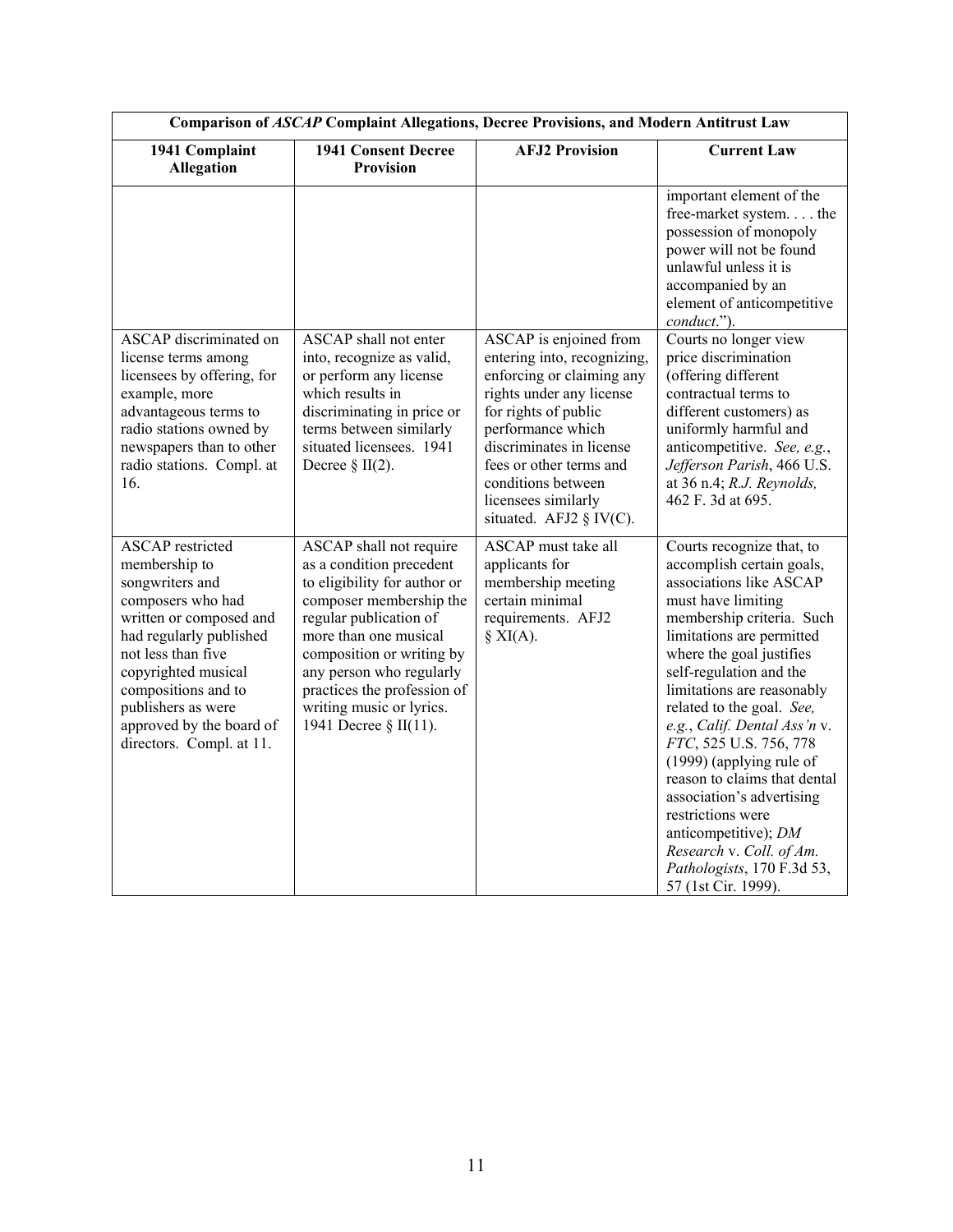| Comparison of *ASCAP* Complaint Allegations, Decree Provisions, and Modern Antitrust Law | | | |
|---|---|---|---|
| **1941 Complaint Allegation** | **1941 Consent Decree Provision** | **AFJ2 Provision** | **Current Law** |
| | | | important element of the free-market system. . . . the possession of monopoly power will not be found unlawful unless it is accompanied by an element of anticompetitive *conduct*."). |
| ASCAP discriminated on license terms among licensees by offering, for example, more advantageous terms to radio stations owned by newspapers than to other radio stations. Compl. at 16. | ASCAP shall not enter into, recognize as valid, or perform any license which results in discriminating in price or terms between similarly situated licensees. 1941 Decree § II(2). | ASCAP is enjoined from entering into, recognizing, enforcing or claiming any rights under any license for rights of public performance which discriminates in license fees or other terms and conditions between licensees similarly situated. AFJ2 § IV(C). | Courts no longer view price discrimination (offering different contractual terms to different customers) as uniformly harmful and anticompetitive. *See, e.g.*, *Jefferson Parish*, 466 U.S. at 36 n.4; *R.J. Reynolds,* 462 F. 3d at 695. |
| ASCAP restricted membership to songwriters and composers who had written or composed and had regularly published not less than five copyrighted musical compositions and to publishers as were approved by the board of directors. Compl. at 11. | ASCAP shall not require as a condition precedent to eligibility for author or composer membership the regular publication of more than one musical composition or writing by any person who regularly practices the profession of writing music or lyrics. 1941 Decree § II(11). | ASCAP must take all applicants for membership meeting certain minimal requirements. AFJ2 § XI(A). | Courts recognize that, to accomplish certain goals, associations like ASCAP must have limiting membership criteria. Such limitations are permitted where the goal justifies self-regulation and the limitations are reasonably related to the goal. *See, e.g.*, *Calif. Dental Ass'n* v. *FTC*, 525 U.S. 756, 778 (1999) (applying rule of reason to claims that dental association's advertising restrictions were anticompetitive); *DM Research* v. *Coll. of Am. Pathologists*, 170 F.3d 53, 57 (1st Cir. 1999). |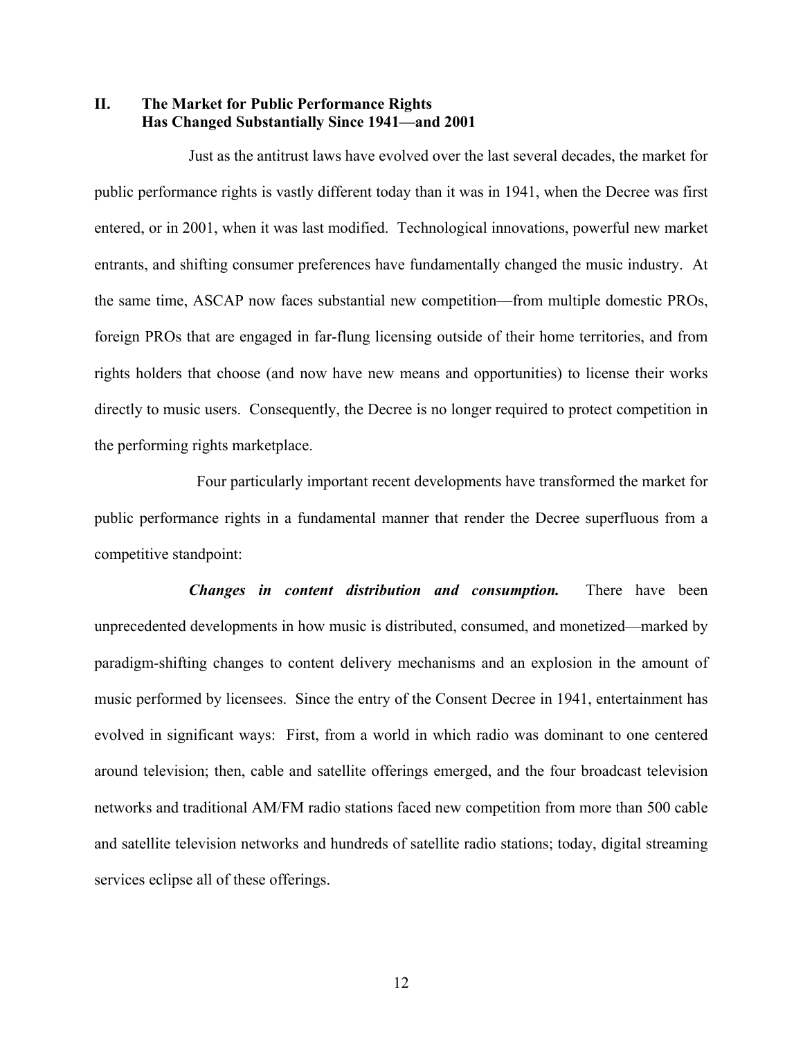## II. The Market for Public Performance Rights Has Changed Substantially Since 1941—and 2001

Just as the antitrust laws have evolved over the last several decades, the market for public performance rights is vastly different today than it was in 1941, when the Decree was first entered, or in 2001, when it was last modified. Technological innovations, powerful new market entrants, and shifting consumer preferences have fundamentally changed the music industry. At the same time, ASCAP now faces substantial new competition—from multiple domestic PROs, foreign PROs that are engaged in far-flung licensing outside of their home territories, and from rights holders that choose (and now have new means and opportunities) to license their works directly to music users. Consequently, the Decree is no longer required to protect competition in the performing rights marketplace.

Four particularly important recent developments have transformed the market for public performance rights in a fundamental manner that render the Decree superfluous from a competitive standpoint:

***Changes in content distribution and consumption.*** There have been unprecedented developments in how music is distributed, consumed, and monetized—marked by paradigm-shifting changes to content delivery mechanisms and an explosion in the amount of music performed by licensees. Since the entry of the Consent Decree in 1941, entertainment has evolved in significant ways: First, from a world in which radio was dominant to one centered around television; then, cable and satellite offerings emerged, and the four broadcast television networks and traditional AM/FM radio stations faced new competition from more than 500 cable and satellite television networks and hundreds of satellite radio stations; today, digital streaming services eclipse all of these offerings.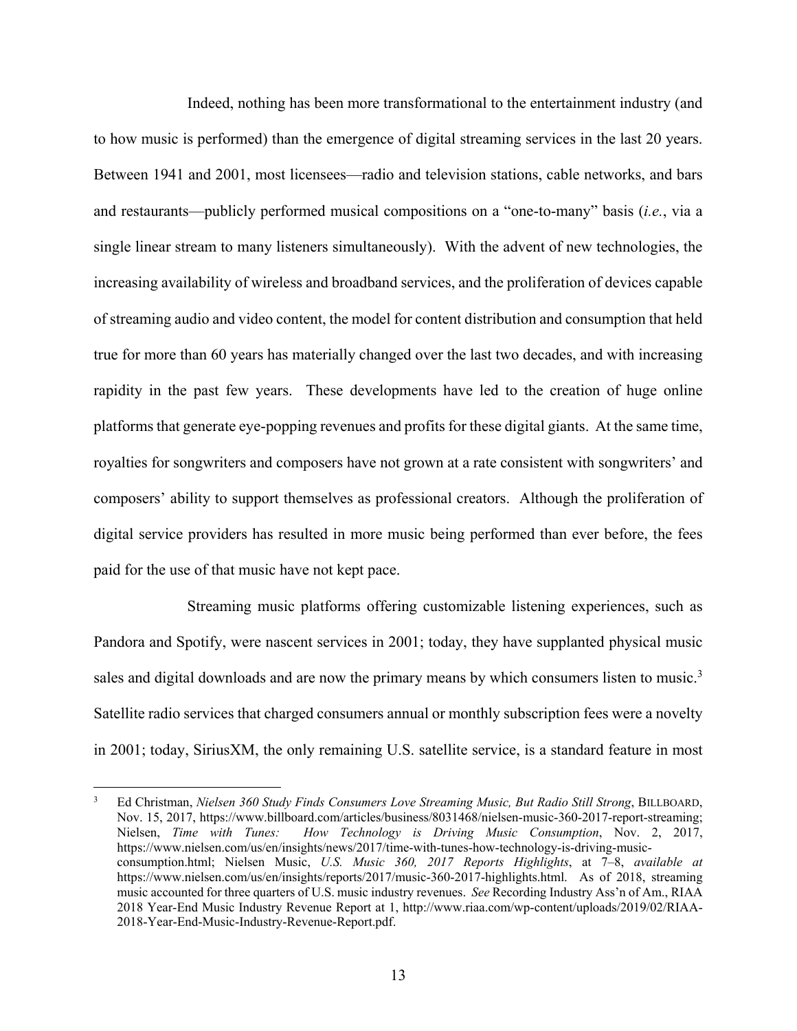Indeed, nothing has been more transformational to the entertainment industry (and to how music is performed) than the emergence of digital streaming services in the last 20 years. Between 1941 and 2001, most licensees—radio and television stations, cable networks, and bars and restaurants—publicly performed musical compositions on a "one-to-many" basis (*i.e.*, via a single linear stream to many listeners simultaneously). With the advent of new technologies, the increasing availability of wireless and broadband services, and the proliferation of devices capable of streaming audio and video content, the model for content distribution and consumption that held true for more than 60 years has materially changed over the last two decades, and with increasing rapidity in the past few years. These developments have led to the creation of huge online platforms that generate eye-popping revenues and profits for these digital giants. At the same time, royalties for songwriters and composers have not grown at a rate consistent with songwriters' and composers' ability to support themselves as professional creators. Although the proliferation of digital service providers has resulted in more music being performed than ever before, the fees paid for the use of that music have not kept pace.

Streaming music platforms offering customizable listening experiences, such as Pandora and Spotify, were nascent services in 2001; today, they have supplanted physical music sales and digital downloads and are now the primary means by which consumers listen to music.[3] Satellite radio services that charged consumers annual or monthly subscription fees were a novelty in 2001; today, SiriusXM, the only remaining U.S. satellite service, is a standard feature in most

---

[3] Ed Christman, *Nielsen 360 Study Finds Consumers Love Streaming Music, But Radio Still Strong*, BILLBOARD, Nov. 15, 2017, https://www.billboard.com/articles/business/8031468/nielsen-music-360-2017-report-streaming; Nielsen, *Time with Tunes: How Technology is Driving Music Consumption*, Nov. 2, 2017, https://www.nielsen.com/us/en/insights/news/2017/time-with-tunes-how-technology-is-driving-music-consumption.html; Nielsen Music, *U.S. Music 360, 2017 Reports Highlights*, at 7–8, *available at* https://www.nielsen.com/us/en/insights/reports/2017/music-360-2017-highlights.html. As of 2018, streaming music accounted for three quarters of U.S. music industry revenues. *See* Recording Industry Ass'n of Am., RIAA 2018 Year-End Music Industry Revenue Report at 1, http://www.riaa.com/wp-content/uploads/2019/02/RIAA-2018-Year-End-Music-Industry-Revenue-Report.pdf.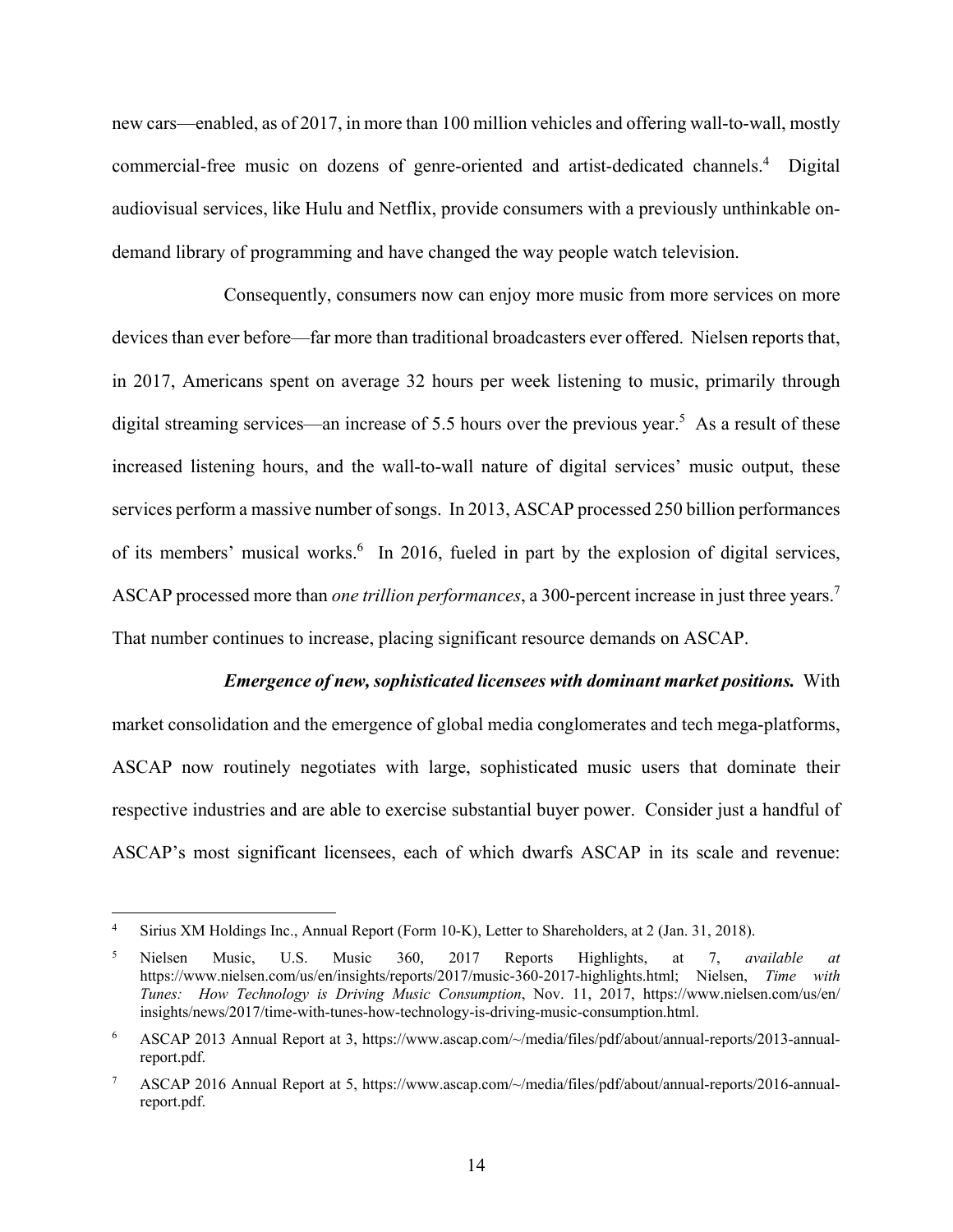new cars—enabled, as of 2017, in more than 100 million vehicles and offering wall-to-wall, mostly commercial-free music on dozens of genre-oriented and artist-dedicated channels.[4] Digital audiovisual services, like Hulu and Netflix, provide consumers with a previously unthinkable on-demand library of programming and have changed the way people watch television.

Consequently, consumers now can enjoy more music from more services on more devices than ever before—far more than traditional broadcasters ever offered. Nielsen reports that, in 2017, Americans spent on average 32 hours per week listening to music, primarily through digital streaming services—an increase of 5.5 hours over the previous year.[5] As a result of these increased listening hours, and the wall-to-wall nature of digital services' music output, these services perform a massive number of songs. In 2013, ASCAP processed 250 billion performances of its members' musical works.[6] In 2016, fueled in part by the explosion of digital services, ASCAP processed more than *one trillion performances*, a 300-percent increase in just three years.[7] That number continues to increase, placing significant resource demands on ASCAP.

***Emergence of new, sophisticated licensees with dominant market positions.*** With market consolidation and the emergence of global media conglomerates and tech mega-platforms, ASCAP now routinely negotiates with large, sophisticated music users that dominate their respective industries and are able to exercise substantial buyer power. Consider just a handful of ASCAP's most significant licensees, each of which dwarfs ASCAP in its scale and revenue:

---

[4] Sirius XM Holdings Inc., Annual Report (Form 10-K), Letter to Shareholders, at 2 (Jan. 31, 2018).

[5] Nielsen Music, U.S. Music 360, 2017 Reports Highlights, at 7, *available at* https://www.nielsen.com/us/en/insights/reports/2017/music-360-2017-highlights.html; Nielsen, *Time with Tunes: How Technology is Driving Music Consumption*, Nov. 11, 2017, https://www.nielsen.com/us/en/insights/news/2017/time-with-tunes-how-technology-is-driving-music-consumption.html.

[6] ASCAP 2013 Annual Report at 3, https://www.ascap.com/~/media/files/pdf/about/annual-reports/2013-annual-report.pdf.

[7] ASCAP 2016 Annual Report at 5, https://www.ascap.com/~/media/files/pdf/about/annual-reports/2016-annual-report.pdf.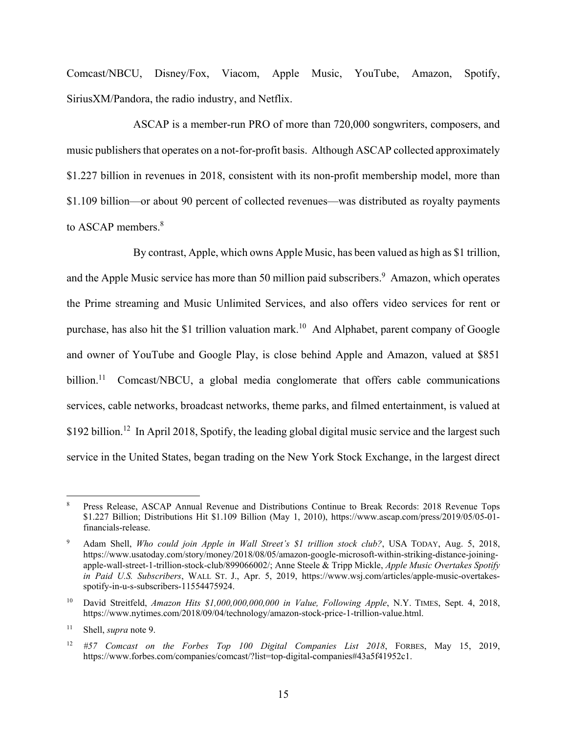Comcast/NBCU, Disney/Fox, Viacom, Apple Music, YouTube, Amazon, Spotify, SiriusXM/Pandora, the radio industry, and Netflix.

ASCAP is a member-run PRO of more than 720,000 songwriters, composers, and music publishers that operates on a not-for-profit basis. Although ASCAP collected approximately $1.227 billion in revenues in 2018, consistent with its non-profit membership model, more than $1.109 billion—or about 90 percent of collected revenues—was distributed as royalty payments to ASCAP members.[8]

By contrast, Apple, which owns Apple Music, has been valued as high as $1 trillion, and the Apple Music service has more than 50 million paid subscribers.[9] Amazon, which operates the Prime streaming and Music Unlimited Services, and also offers video services for rent or purchase, has also hit the $1 trillion valuation mark.[10] And Alphabet, parent company of Google and owner of YouTube and Google Play, is close behind Apple and Amazon, valued at $851 billion.[11] Comcast/NBCU, a global media conglomerate that offers cable communications services, cable networks, broadcast networks, theme parks, and filmed entertainment, is valued at $192 billion.[12] In April 2018, Spotify, the leading global digital music service and the largest such service in the United States, began trading on the New York Stock Exchange, in the largest direct

---

[8] Press Release, ASCAP Annual Revenue and Distributions Continue to Break Records: 2018 Revenue Tops $1.227 Billion; Distributions Hit $1.109 Billion (May 1, 2010), https://www.ascap.com/press/2019/05/05-01-financials-release.

[9] Adam Shell, *Who could join Apple in Wall Street's $1 trillion stock club?*, USA TODAY, Aug. 5, 2018, https://www.usatoday.com/story/money/2018/08/05/amazon-google-microsoft-within-striking-distance-joining-apple-wall-street-1-trillion-stock-club/899066002/; Anne Steele & Tripp Mickle, *Apple Music Overtakes Spotify in Paid U.S. Subscribers*, WALL ST. J., Apr. 5, 2019, https://www.wsj.com/articles/apple-music-overtakes-spotify-in-u-s-subscribers-11554475924.

[10] David Streitfeld, *Amazon Hits $1,000,000,000,000 in Value, Following Apple*, N.Y. TIMES, Sept. 4, 2018, https://www.nytimes.com/2018/09/04/technology/amazon-stock-price-1-trillion-value.html.

[11] Shell, *supra* note 9.

[12] *#57 Comcast on the Forbes Top 100 Digital Companies List 2018*, FORBES, May 15, 2019, https://www.forbes.com/companies/comcast/?list=top-digital-companies#43a5f41952c1.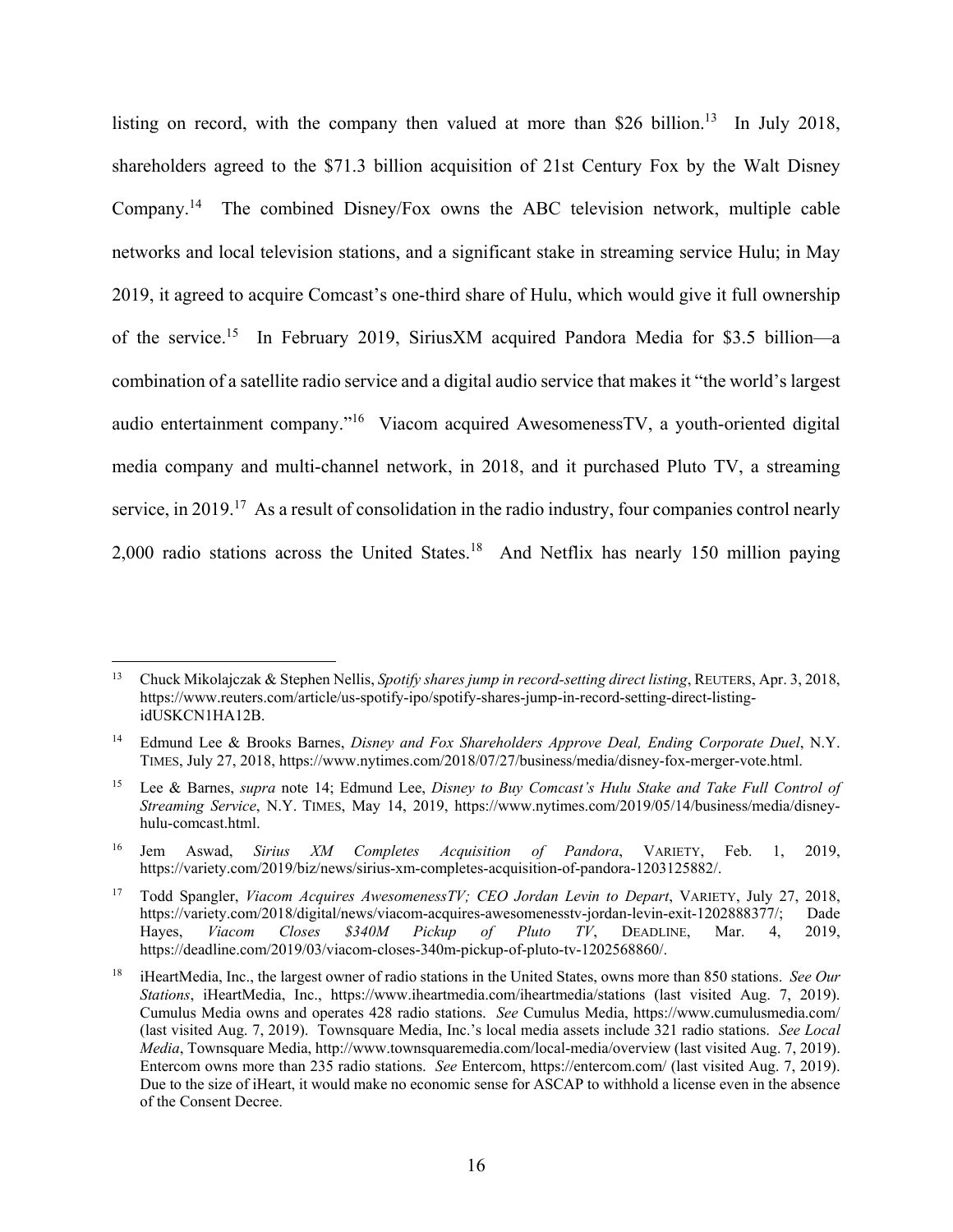listing on record, with the company then valued at more than $26 billion.[13] In July 2018, shareholders agreed to the $71.3 billion acquisition of 21st Century Fox by the Walt Disney Company.[14] The combined Disney/Fox owns the ABC television network, multiple cable networks and local television stations, and a significant stake in streaming service Hulu; in May 2019, it agreed to acquire Comcast's one-third share of Hulu, which would give it full ownership of the service.[15] In February 2019, SiriusXM acquired Pandora Media for $3.5 billion—a combination of a satellite radio service and a digital audio service that makes it "the world's largest audio entertainment company."[16] Viacom acquired AwesomenessTV, a youth-oriented digital media company and multi-channel network, in 2018, and it purchased Pluto TV, a streaming service, in 2019.[17] As a result of consolidation in the radio industry, four companies control nearly 2,000 radio stations across the United States.[18] And Netflix has nearly 150 million paying

---

[13] Chuck Mikolajczak & Stephen Nellis, *Spotify shares jump in record-setting direct listing*, REUTERS, Apr. 3, 2018, https://www.reuters.com/article/us-spotify-ipo/spotify-shares-jump-in-record-setting-direct-listing-idUSKCN1HA12B.

[14] Edmund Lee & Brooks Barnes, *Disney and Fox Shareholders Approve Deal, Ending Corporate Duel*, N.Y. TIMES, July 27, 2018, https://www.nytimes.com/2018/07/27/business/media/disney-fox-merger-vote.html.

[15] Lee & Barnes, *supra* note 14; Edmund Lee, *Disney to Buy Comcast's Hulu Stake and Take Full Control of Streaming Service*, N.Y. TIMES, May 14, 2019, https://www.nytimes.com/2019/05/14/business/media/disney-hulu-comcast.html.

[16] Jem Aswad, *Sirius XM Completes Acquisition of Pandora*, VARIETY, Feb. 1, 2019, https://variety.com/2019/biz/news/sirius-xm-completes-acquisition-of-pandora-1203125882/.

[17] Todd Spangler, *Viacom Acquires AwesomenessTV; CEO Jordan Levin to Depart*, VARIETY, July 27, 2018, https://variety.com/2018/digital/news/viacom-acquires-awesomenesstv-jordan-levin-exit-1202888377/; Dade Hayes, *Viacom Closes $340M Pickup of Pluto TV*, DEADLINE, Mar. 4, 2019, https://deadline.com/2019/03/viacom-closes-340m-pickup-of-pluto-tv-1202568860/.

[18] iHeartMedia, Inc., the largest owner of radio stations in the United States, owns more than 850 stations. *See Our Stations*, iHeartMedia, Inc., https://www.iheartmedia.com/iheartmedia/stations (last visited Aug. 7, 2019). Cumulus Media owns and operates 428 radio stations. *See* Cumulus Media, https://www.cumulusmedia.com/ (last visited Aug. 7, 2019). Townsquare Media, Inc.'s local media assets include 321 radio stations. *See Local Media*, Townsquare Media, http://www.townsquaremedia.com/local-media/overview (last visited Aug. 7, 2019). Entercom owns more than 235 radio stations. *See* Entercom, https://entercom.com/ (last visited Aug. 7, 2019). Due to the size of iHeart, it would make no economic sense for ASCAP to withhold a license even in the absence of the Consent Decree.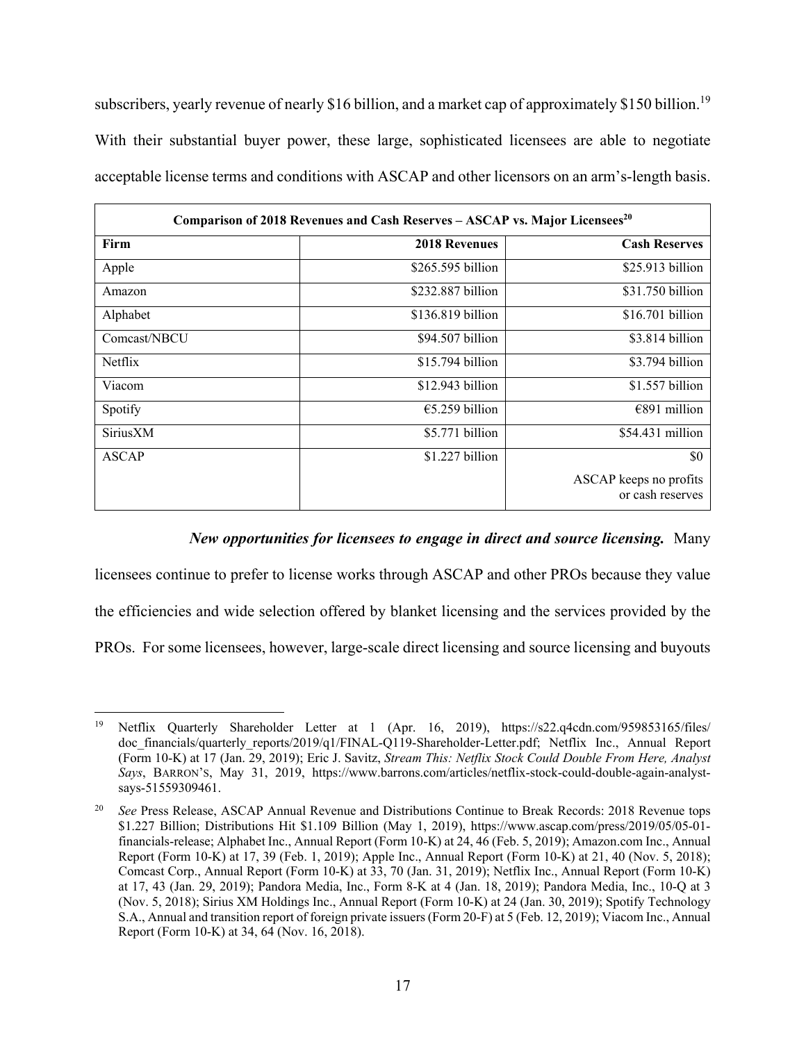subscribers, yearly revenue of nearly $16 billion, and a market cap of approximately $150 billion.[19] With their substantial buyer power, these large, sophisticated licensees are able to negotiate acceptable license terms and conditions with ASCAP and other licensors on an arm's-length basis.

| Comparison of 2018 Revenues and Cash Reserves – ASCAP vs. Major Licensees[20] | | |
|---|---|---|
| **Firm** | **2018 Revenues** | **Cash Reserves** |
| Apple | $265.595 billion | $25.913 billion |
| Amazon | $232.887 billion | $31.750 billion |
| Alphabet | $136.819 billion | $16.701 billion |
| Comcast/NBCU | $94.507 billion | $3.814 billion |
| Netflix | $15.794 billion | $3.794 billion |
| Viacom | $12.943 billion | $1.557 billion |
| Spotify | €5.259 billion | €891 million |
| SiriusXM | $5.771 billion | $54.431 million |
| ASCAP | $1.227 billion | $0 ASCAP keeps no profits or cash reserves |

***New opportunities for licensees to engage in direct and source licensing.*** Many licensees continue to prefer to license works through ASCAP and other PROs because they value the efficiencies and wide selection offered by blanket licensing and the services provided by the PROs. For some licensees, however, large-scale direct licensing and source licensing and buyouts

---

[19] Netflix Quarterly Shareholder Letter at 1 (Apr. 16, 2019), https://s22.q4cdn.com/959853165/files/doc_financials/quarterly_reports/2019/q1/FINAL-Q119-Shareholder-Letter.pdf; Netflix Inc., Annual Report (Form 10-K) at 17 (Jan. 29, 2019); Eric J. Savitz, *Stream This: Netflix Stock Could Double From Here, Analyst Says*, BARRON'S, May 31, 2019, https://www.barrons.com/articles/netflix-stock-could-double-again-analyst-says-51559309461.

[20] *See* Press Release, ASCAP Annual Revenue and Distributions Continue to Break Records: 2018 Revenue tops $1.227 Billion; Distributions Hit $1.109 Billion (May 1, 2019), https://www.ascap.com/press/2019/05/05-01-financials-release; Alphabet Inc., Annual Report (Form 10-K) at 24, 46 (Feb. 5, 2019); Amazon.com Inc., Annual Report (Form 10-K) at 17, 39 (Feb. 1, 2019); Apple Inc., Annual Report (Form 10-K) at 21, 40 (Nov. 5, 2018); Comcast Corp., Annual Report (Form 10-K) at 33, 70 (Jan. 31, 2019); Netflix Inc., Annual Report (Form 10-K) at 17, 43 (Jan. 29, 2019); Pandora Media, Inc., Form 8-K at 4 (Jan. 18, 2019); Pandora Media, Inc., 10-Q at 3 (Nov. 5, 2018); Sirius XM Holdings Inc., Annual Report (Form 10-K) at 24 (Jan. 30, 2019); Spotify Technology S.A., Annual and transition report of foreign private issuers (Form 20-F) at 5 (Feb. 12, 2019); Viacom Inc., Annual Report (Form 10-K) at 34, 64 (Nov. 16, 2018).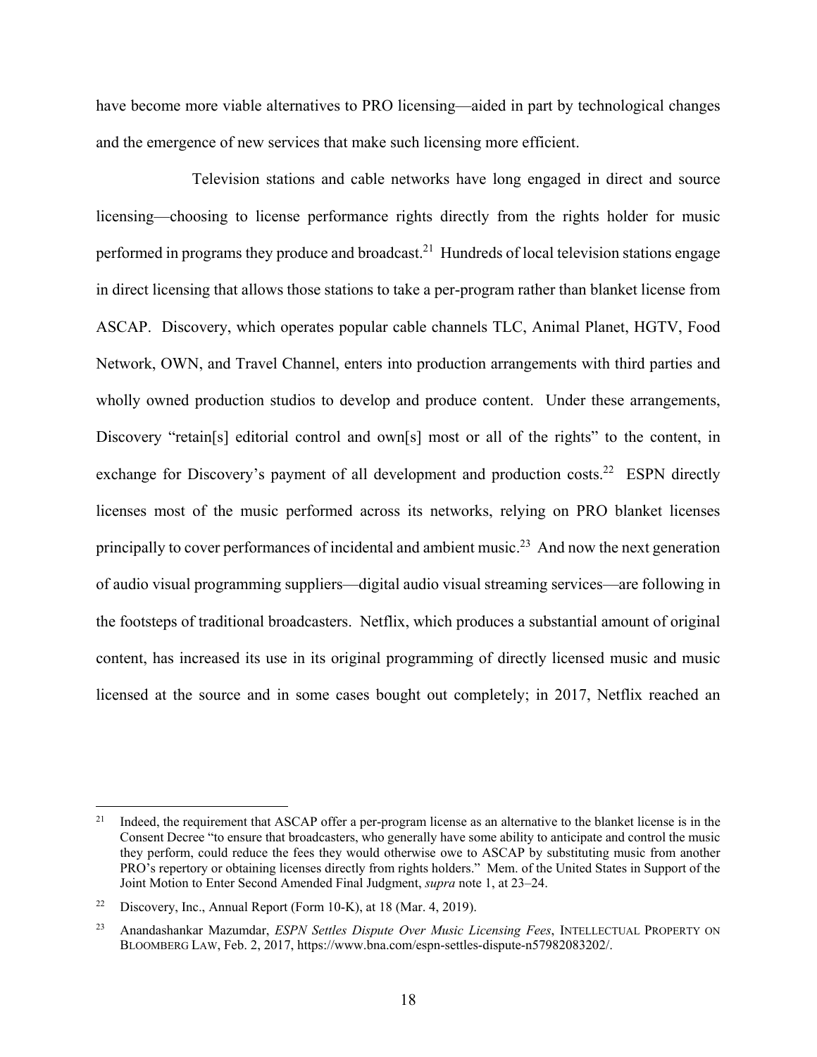have become more viable alternatives to PRO licensing—aided in part by technological changes and the emergence of new services that make such licensing more efficient.

Television stations and cable networks have long engaged in direct and source licensing—choosing to license performance rights directly from the rights holder for music performed in programs they produce and broadcast.[21] Hundreds of local television stations engage in direct licensing that allows those stations to take a per-program rather than blanket license from ASCAP. Discovery, which operates popular cable channels TLC, Animal Planet, HGTV, Food Network, OWN, and Travel Channel, enters into production arrangements with third parties and wholly owned production studios to develop and produce content. Under these arrangements, Discovery "retain[s] editorial control and own[s] most or all of the rights" to the content, in exchange for Discovery's payment of all development and production costs.[22] ESPN directly licenses most of the music performed across its networks, relying on PRO blanket licenses principally to cover performances of incidental and ambient music.[23] And now the next generation of audio visual programming suppliers—digital audio visual streaming services—are following in the footsteps of traditional broadcasters. Netflix, which produces a substantial amount of original content, has increased its use in its original programming of directly licensed music and music licensed at the source and in some cases bought out completely; in 2017, Netflix reached an

---

[21] Indeed, the requirement that ASCAP offer a per-program license as an alternative to the blanket license is in the Consent Decree "to ensure that broadcasters, who generally have some ability to anticipate and control the music they perform, could reduce the fees they would otherwise owe to ASCAP by substituting music from another PRO's repertory or obtaining licenses directly from rights holders." Mem. of the United States in Support of the Joint Motion to Enter Second Amended Final Judgment, *supra* note 1, at 23–24.

[22] Discovery, Inc., Annual Report (Form 10-K), at 18 (Mar. 4, 2019).

[23] Anandashankar Mazumdar, *ESPN Settles Dispute Over Music Licensing Fees*, INTELLECTUAL PROPERTY ON BLOOMBERG LAW, Feb. 2, 2017, https://www.bna.com/espn-settles-dispute-n57982083202/.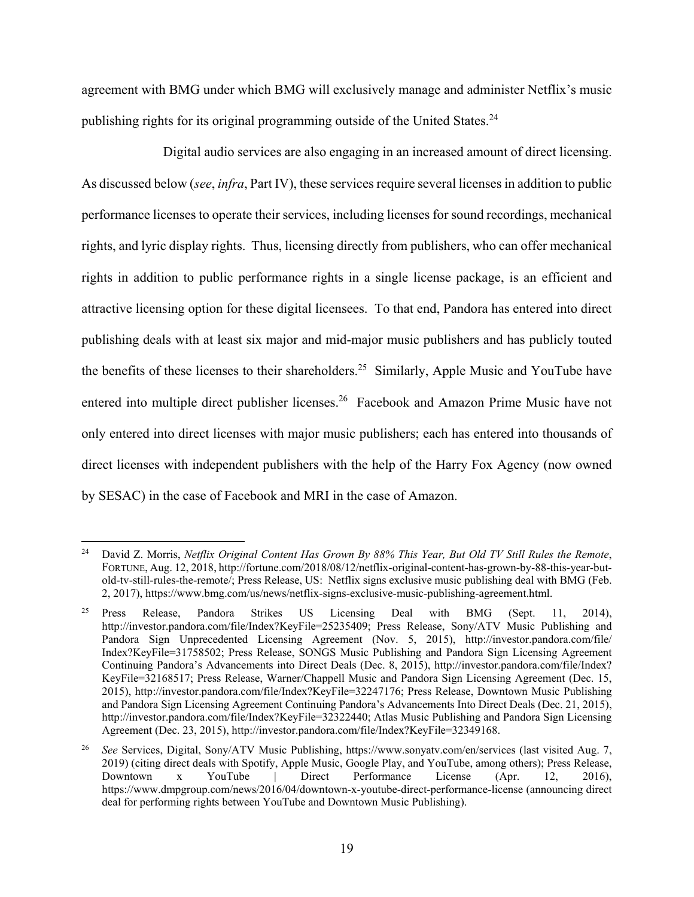agreement with BMG under which BMG will exclusively manage and administer Netflix's music publishing rights for its original programming outside of the United States.[24]

Digital audio services are also engaging in an increased amount of direct licensing. As discussed below (*see*, *infra*, Part IV), these services require several licenses in addition to public performance licenses to operate their services, including licenses for sound recordings, mechanical rights, and lyric display rights. Thus, licensing directly from publishers, who can offer mechanical rights in addition to public performance rights in a single license package, is an efficient and attractive licensing option for these digital licensees. To that end, Pandora has entered into direct publishing deals with at least six major and mid-major music publishers and has publicly touted the benefits of these licenses to their shareholders.[25] Similarly, Apple Music and YouTube have entered into multiple direct publisher licenses.[26] Facebook and Amazon Prime Music have not only entered into direct licenses with major music publishers; each has entered into thousands of direct licenses with independent publishers with the help of the Harry Fox Agency (now owned by SESAC) in the case of Facebook and MRI in the case of Amazon.

---

[24] David Z. Morris, *Netflix Original Content Has Grown By 88% This Year, But Old TV Still Rules the Remote*, FORTUNE, Aug. 12, 2018, http://fortune.com/2018/08/12/netflix-original-content-has-grown-by-88-this-year-but-old-tv-still-rules-the-remote/; Press Release, US: Netflix signs exclusive music publishing deal with BMG (Feb. 2, 2017), https://www.bmg.com/us/news/netflix-signs-exclusive-music-publishing-agreement.html.

[25] Press Release, Pandora Strikes US Licensing Deal with BMG (Sept. 11, 2014), http://investor.pandora.com/file/Index?KeyFile=25235409; Press Release, Sony/ATV Music Publishing and Pandora Sign Unprecedented Licensing Agreement (Nov. 5, 2015), http://investor.pandora.com/file/Index?KeyFile=31758502; Press Release, SONGS Music Publishing and Pandora Sign Licensing Agreement Continuing Pandora's Advancements into Direct Deals (Dec. 8, 2015), http://investor.pandora.com/file/Index?KeyFile=32168517; Press Release, Warner/Chappell Music and Pandora Sign Licensing Agreement (Dec. 15, 2015), http://investor.pandora.com/file/Index?KeyFile=32247176; Press Release, Downtown Music Publishing and Pandora Sign Licensing Agreement Continuing Pandora's Advancements Into Direct Deals (Dec. 21, 2015), http://investor.pandora.com/file/Index?KeyFile=32322440; Atlas Music Publishing and Pandora Sign Licensing Agreement (Dec. 23, 2015), http://investor.pandora.com/file/Index?KeyFile=32349168.

[26] *See* Services, Digital, Sony/ATV Music Publishing, https://www.sonyatv.com/en/services (last visited Aug. 7, 2019) (citing direct deals with Spotify, Apple Music, Google Play, and YouTube, among others); Press Release, Downtown x YouTube | Direct Performance License (Apr. 12, 2016), https://www.dmpgroup.com/news/2016/04/downtown-x-youtube-direct-performance-license (announcing direct deal for performing rights between YouTube and Downtown Music Publishing).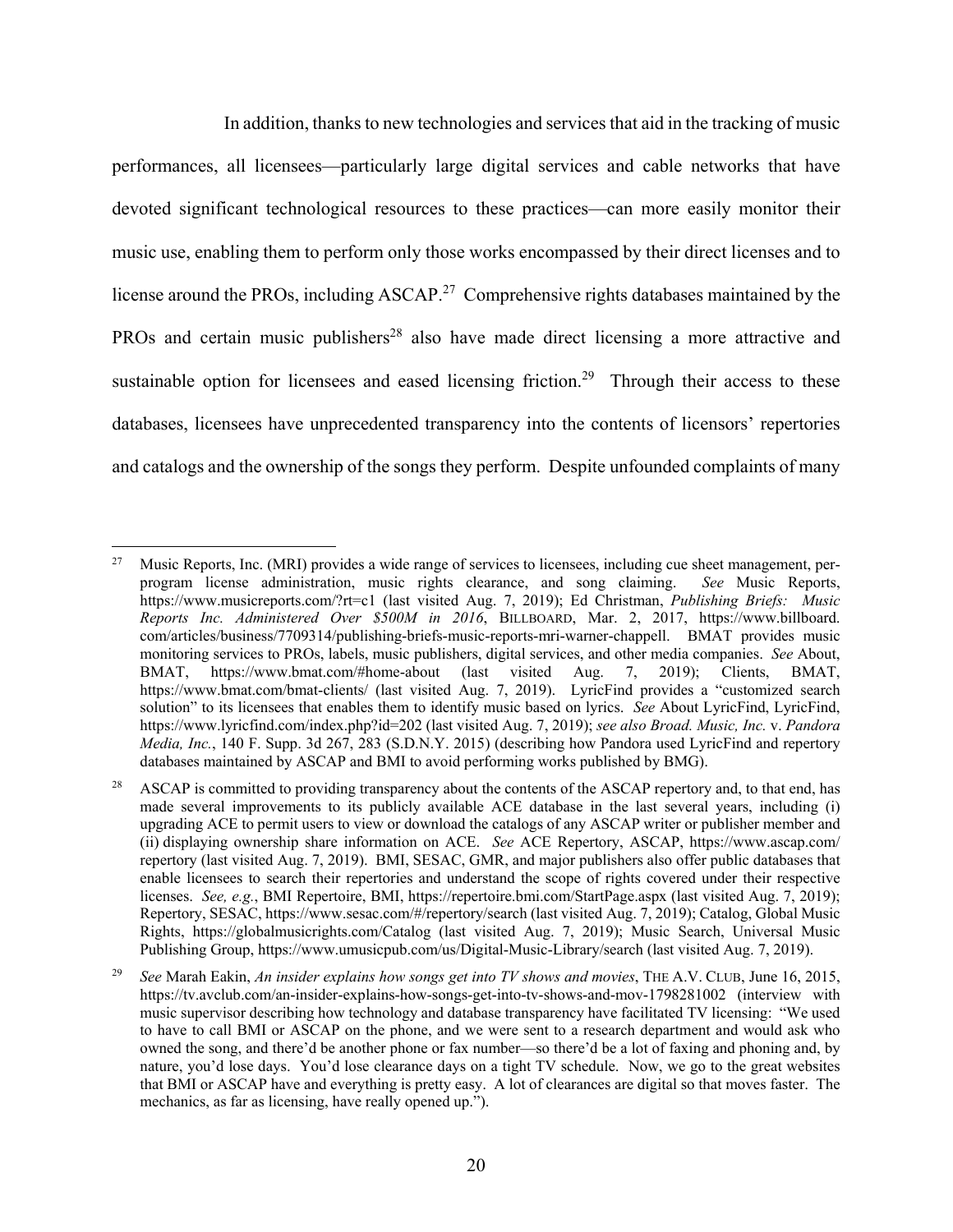In addition, thanks to new technologies and services that aid in the tracking of music performances, all licensees—particularly large digital services and cable networks that have devoted significant technological resources to these practices—can more easily monitor their music use, enabling them to perform only those works encompassed by their direct licenses and to license around the PROs, including ASCAP.[27] Comprehensive rights databases maintained by the PROs and certain music publishers[28] also have made direct licensing a more attractive and sustainable option for licensees and eased licensing friction.[29] Through their access to these databases, licensees have unprecedented transparency into the contents of licensors' repertories and catalogs and the ownership of the songs they perform. Despite unfounded complaints of many

---

[27] Music Reports, Inc. (MRI) provides a wide range of services to licensees, including cue sheet management, per-program license administration, music rights clearance, and song claiming. *See* Music Reports, https://www.musicreports.com/?rt=c1 (last visited Aug. 7, 2019); Ed Christman, *Publishing Briefs: Music Reports Inc. Administered Over $500M in 2016*, BILLBOARD, Mar. 2, 2017, https://www.billboard.com/articles/business/7709314/publishing-briefs-music-reports-mri-warner-chappell. BMAT provides music monitoring services to PROs, labels, music publishers, digital services, and other media companies. *See* About, BMAT, https://www.bmat.com/#home-about (last visited Aug. 7, 2019); Clients, BMAT, https://www.bmat.com/bmat-clients/ (last visited Aug. 7, 2019). LyricFind provides a "customized search solution" to its licensees that enables them to identify music based on lyrics. *See* About LyricFind, LyricFind, https://www.lyricfind.com/index.php?id=202 (last visited Aug. 7, 2019); *see also Broad. Music, Inc.* v. *Pandora Media, Inc.*, 140 F. Supp. 3d 267, 283 (S.D.N.Y. 2015) (describing how Pandora used LyricFind and repertory databases maintained by ASCAP and BMI to avoid performing works published by BMG).

[28] ASCAP is committed to providing transparency about the contents of the ASCAP repertory and, to that end, has made several improvements to its publicly available ACE database in the last several years, including (i) upgrading ACE to permit users to view or download the catalogs of any ASCAP writer or publisher member and (ii) displaying ownership share information on ACE. *See* ACE Repertory, ASCAP, https://www.ascap.com/repertory (last visited Aug. 7, 2019). BMI, SESAC, GMR, and major publishers also offer public databases that enable licensees to search their repertories and understand the scope of rights covered under their respective licenses. *See, e.g.*, BMI Repertoire, BMI, https://repertoire.bmi.com/StartPage.aspx (last visited Aug. 7, 2019); Repertory, SESAC, https://www.sesac.com/#/repertory/search (last visited Aug. 7, 2019); Catalog, Global Music Rights, https://globalmusicrights.com/Catalog (last visited Aug. 7, 2019); Music Search, Universal Music Publishing Group, https://www.umusicpub.com/us/Digital-Music-Library/search (last visited Aug. 7, 2019).

[29] *See* Marah Eakin, *An insider explains how songs get into TV shows and movies*, THE A.V. CLUB, June 16, 2015, https://tv.avclub.com/an-insider-explains-how-songs-get-into-tv-shows-and-mov-1798281002 (interview with music supervisor describing how technology and database transparency have facilitated TV licensing: "We used to have to call BMI or ASCAP on the phone, and we were sent to a research department and would ask who owned the song, and there'd be another phone or fax number—so there'd be a lot of faxing and phoning and, by nature, you'd lose days. You'd lose clearance days on a tight TV schedule. Now, we go to the great websites that BMI or ASCAP have and everything is pretty easy. A lot of clearances are digital so that moves faster. The mechanics, as far as licensing, have really opened up.").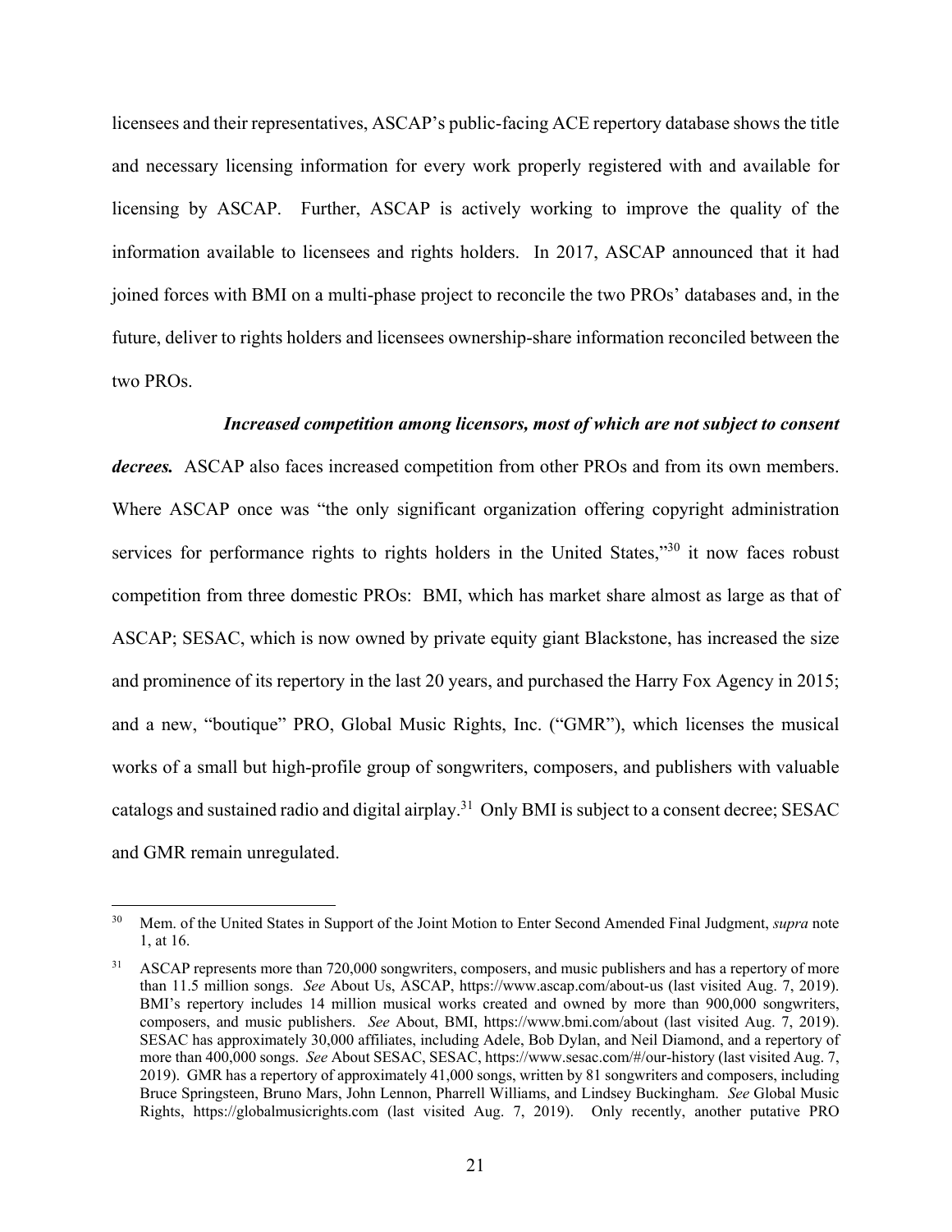licensees and their representatives, ASCAP's public-facing ACE repertory database shows the title and necessary licensing information for every work properly registered with and available for licensing by ASCAP. Further, ASCAP is actively working to improve the quality of the information available to licensees and rights holders. In 2017, ASCAP announced that it had joined forces with BMI on a multi-phase project to reconcile the two PROs' databases and, in the future, deliver to rights holders and licensees ownership-share information reconciled between the two PROs.

***Increased competition among licensors, most of which are not subject to consent decrees.*** ASCAP also faces increased competition from other PROs and from its own members. Where ASCAP once was "the only significant organization offering copyright administration services for performance rights to rights holders in the United States,"[30] it now faces robust competition from three domestic PROs: BMI, which has market share almost as large as that of ASCAP; SESAC, which is now owned by private equity giant Blackstone, has increased the size and prominence of its repertory in the last 20 years, and purchased the Harry Fox Agency in 2015; and a new, "boutique" PRO, Global Music Rights, Inc. ("GMR"), which licenses the musical works of a small but high-profile group of songwriters, composers, and publishers with valuable catalogs and sustained radio and digital airplay.[31] Only BMI is subject to a consent decree; SESAC and GMR remain unregulated.

---

[30] Mem. of the United States in Support of the Joint Motion to Enter Second Amended Final Judgment, *supra* note 1, at 16.

[31] ASCAP represents more than 720,000 songwriters, composers, and music publishers and has a repertory of more than 11.5 million songs. *See* About Us, ASCAP, https://www.ascap.com/about-us (last visited Aug. 7, 2019). BMI's repertory includes 14 million musical works created and owned by more than 900,000 songwriters, composers, and music publishers. *See* About, BMI, https://www.bmi.com/about (last visited Aug. 7, 2019). SESAC has approximately 30,000 affiliates, including Adele, Bob Dylan, and Neil Diamond, and a repertory of more than 400,000 songs. *See* About SESAC, SESAC, https://www.sesac.com/#/our-history (last visited Aug. 7, 2019). GMR has a repertory of approximately 41,000 songs, written by 81 songwriters and composers, including Bruce Springsteen, Bruno Mars, John Lennon, Pharrell Williams, and Lindsey Buckingham. *See* Global Music Rights, https://globalmusicrights.com (last visited Aug. 7, 2019). Only recently, another putative PRO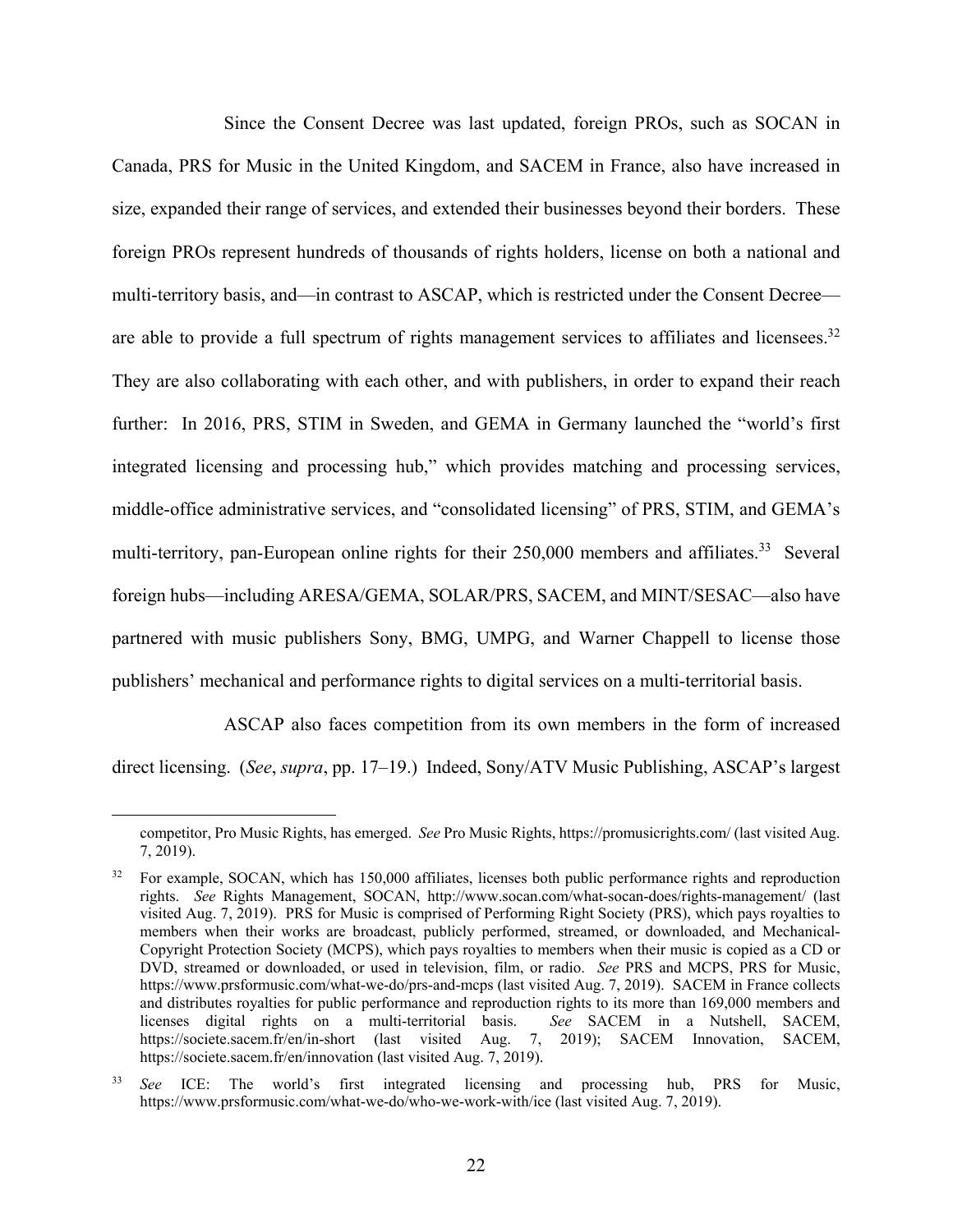Since the Consent Decree was last updated, foreign PROs, such as SOCAN in Canada, PRS for Music in the United Kingdom, and SACEM in France, also have increased in size, expanded their range of services, and extended their businesses beyond their borders. These foreign PROs represent hundreds of thousands of rights holders, license on both a national and multi-territory basis, and—in contrast to ASCAP, which is restricted under the Consent Decree—are able to provide a full spectrum of rights management services to affiliates and licensees.[32] They are also collaborating with each other, and with publishers, in order to expand their reach further: In 2016, PRS, STIM in Sweden, and GEMA in Germany launched the "world's first integrated licensing and processing hub," which provides matching and processing services, middle-office administrative services, and "consolidated licensing" of PRS, STIM, and GEMA's multi-territory, pan-European online rights for their 250,000 members and affiliates.[33] Several foreign hubs—including ARESA/GEMA, SOLAR/PRS, SACEM, and MINT/SESAC—also have partnered with music publishers Sony, BMG, UMPG, and Warner Chappell to license those publishers' mechanical and performance rights to digital services on a multi-territorial basis.

ASCAP also faces competition from its own members in the form of increased direct licensing. (*See*, *supra*, pp. 17–19.) Indeed, Sony/ATV Music Publishing, ASCAP's largest

---

competitor, Pro Music Rights, has emerged. *See* Pro Music Rights, https://promusicrights.com/ (last visited Aug. 7, 2019).

[32] For example, SOCAN, which has 150,000 affiliates, licenses both public performance rights and reproduction rights. *See* Rights Management, SOCAN, http://www.socan.com/what-socan-does/rights-management/ (last visited Aug. 7, 2019). PRS for Music is comprised of Performing Right Society (PRS), which pays royalties to members when their works are broadcast, publicly performed, streamed, or downloaded, and Mechanical-Copyright Protection Society (MCPS), which pays royalties to members when their music is copied as a CD or DVD, streamed or downloaded, or used in television, film, or radio. *See* PRS and MCPS, PRS for Music, https://www.prsformusic.com/what-we-do/prs-and-mcps (last visited Aug. 7, 2019). SACEM in France collects and distributes royalties for public performance and reproduction rights to its more than 169,000 members and licenses digital rights on a multi-territorial basis. *See* SACEM in a Nutshell, SACEM, https://societe.sacem.fr/en/in-short (last visited Aug. 7, 2019); SACEM Innovation, SACEM, https://societe.sacem.fr/en/innovation (last visited Aug. 7, 2019).

[33] *See* ICE: The world's first integrated licensing and processing hub, PRS for Music, https://www.prsformusic.com/what-we-do/who-we-work-with/ice (last visited Aug. 7, 2019).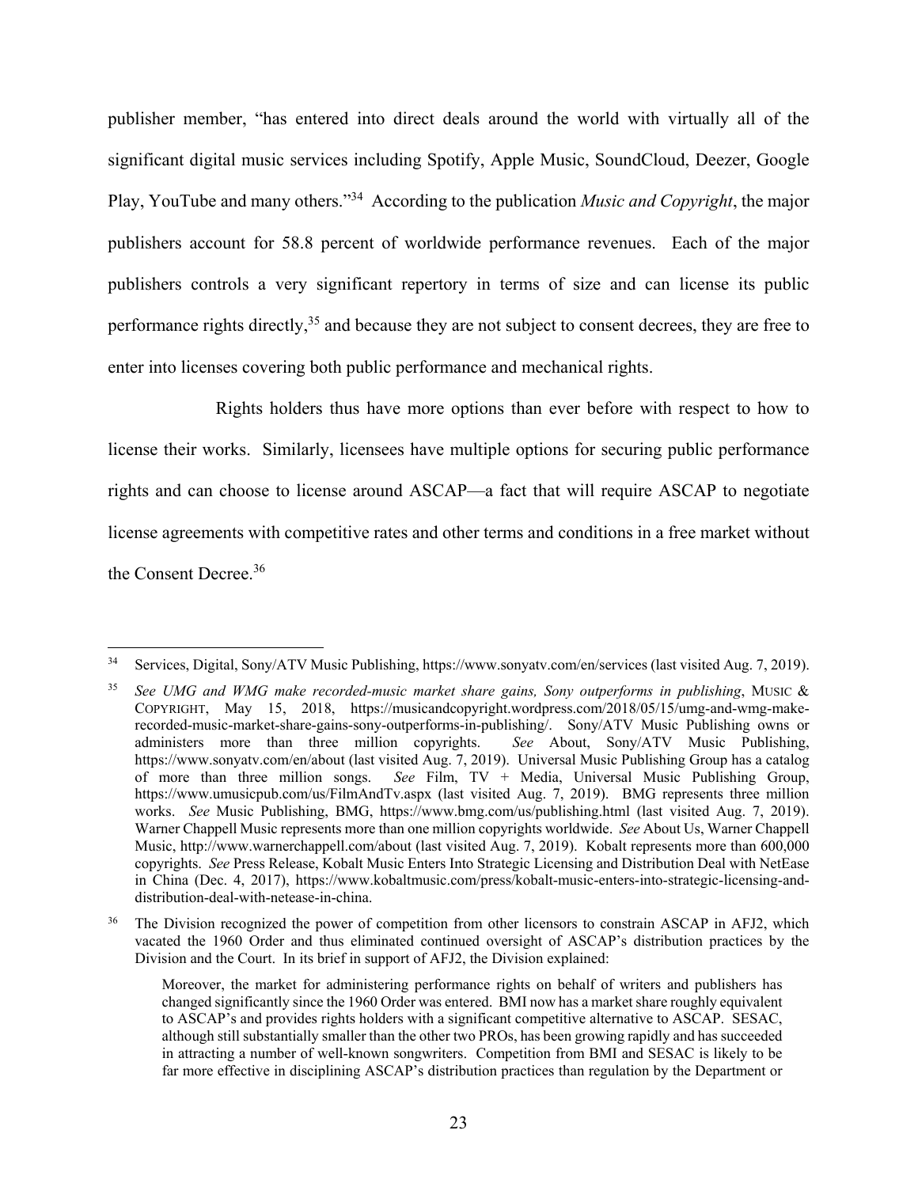publisher member, "has entered into direct deals around the world with virtually all of the significant digital music services including Spotify, Apple Music, SoundCloud, Deezer, Google Play, YouTube and many others."[34] According to the publication *Music and Copyright*, the major publishers account for 58.8 percent of worldwide performance revenues. Each of the major publishers controls a very significant repertory in terms of size and can license its public performance rights directly,[35] and because they are not subject to consent decrees, they are free to enter into licenses covering both public performance and mechanical rights.

Rights holders thus have more options than ever before with respect to how to license their works. Similarly, licensees have multiple options for securing public performance rights and can choose to license around ASCAP—a fact that will require ASCAP to negotiate license agreements with competitive rates and other terms and conditions in a free market without the Consent Decree.[36]

---

[34] Services, Digital, Sony/ATV Music Publishing, https://www.sonyatv.com/en/services (last visited Aug. 7, 2019).

[35] *See UMG and WMG make recorded-music market share gains, Sony outperforms in publishing*, MUSIC & COPYRIGHT, May 15, 2018, https://musicandcopyright.wordpress.com/2018/05/15/umg-and-wmg-make-recorded-music-market-share-gains-sony-outperforms-in-publishing/. Sony/ATV Music Publishing owns or administers more than three million copyrights. *See* About, Sony/ATV Music Publishing, https://www.sonyatv.com/en/about (last visited Aug. 7, 2019). Universal Music Publishing Group has a catalog of more than three million songs. *See* Film, TV + Media, Universal Music Publishing Group, https://www.umusicpub.com/us/FilmAndTv.aspx (last visited Aug. 7, 2019). BMG represents three million works. *See* Music Publishing, BMG, https://www.bmg.com/us/publishing.html (last visited Aug. 7, 2019). Warner Chappell Music represents more than one million copyrights worldwide. *See* About Us, Warner Chappell Music, http://www.warnerchappell.com/about (last visited Aug. 7, 2019). Kobalt represents more than 600,000 copyrights. *See* Press Release, Kobalt Music Enters Into Strategic Licensing and Distribution Deal with NetEase in China (Dec. 4, 2017), https://www.kobaltmusic.com/press/kobalt-music-enters-into-strategic-licensing-and-distribution-deal-with-netease-in-china.

[36] The Division recognized the power of competition from other licensors to constrain ASCAP in AFJ2, which vacated the 1960 Order and thus eliminated continued oversight of ASCAP's distribution practices by the Division and the Court. In its brief in support of AFJ2, the Division explained:

> Moreover, the market for administering performance rights on behalf of writers and publishers has changed significantly since the 1960 Order was entered. BMI now has a market share roughly equivalent to ASCAP's and provides rights holders with a significant competitive alternative to ASCAP. SESAC, although still substantially smaller than the other two PROs, has been growing rapidly and has succeeded in attracting a number of well-known songwriters. Competition from BMI and SESAC is likely to be far more effective in disciplining ASCAP's distribution practices than regulation by the Department or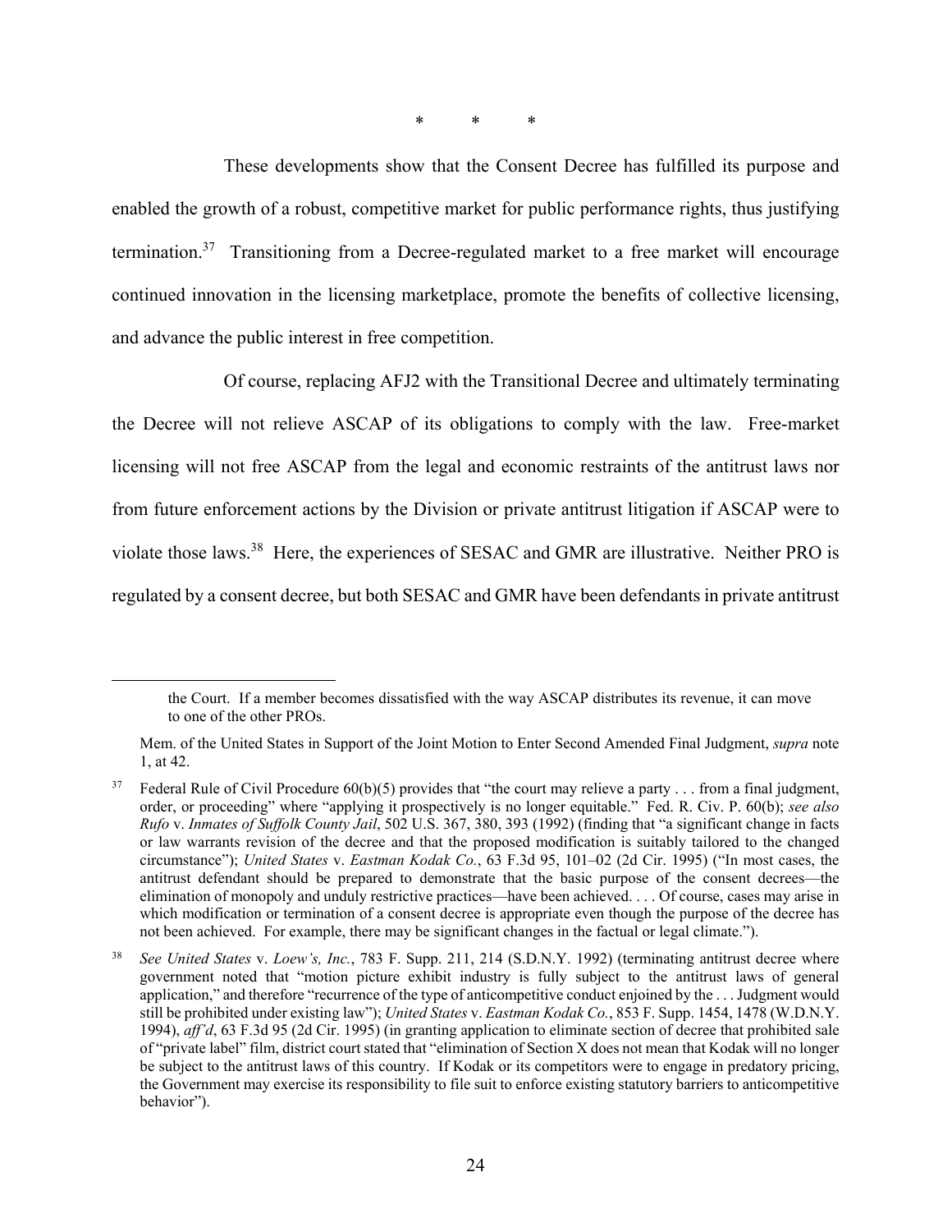\* \* \*

These developments show that the Consent Decree has fulfilled its purpose and enabled the growth of a robust, competitive market for public performance rights, thus justifying termination.[37] Transitioning from a Decree-regulated market to a free market will encourage continued innovation in the licensing marketplace, promote the benefits of collective licensing, and advance the public interest in free competition.

Of course, replacing AFJ2 with the Transitional Decree and ultimately terminating the Decree will not relieve ASCAP of its obligations to comply with the law. Free-market licensing will not free ASCAP from the legal and economic restraints of the antitrust laws nor from future enforcement actions by the Division or private antitrust litigation if ASCAP were to violate those laws.[38] Here, the experiences of SESAC and GMR are illustrative. Neither PRO is regulated by a consent decree, but both SESAC and GMR have been defendants in private antitrust

---

> the Court. If a member becomes dissatisfied with the way ASCAP distributes its revenue, it can move to one of the other PROs.

Mem. of the United States in Support of the Joint Motion to Enter Second Amended Final Judgment, *supra* note 1, at 42.

[37] Federal Rule of Civil Procedure 60(b)(5) provides that "the court may relieve a party . . . from a final judgment, order, or proceeding" where "applying it prospectively is no longer equitable." Fed. R. Civ. P. 60(b); *see also Rufo* v. *Inmates of Suffolk County Jail*, 502 U.S. 367, 380, 393 (1992) (finding that "a significant change in facts or law warrants revision of the decree and that the proposed modification is suitably tailored to the changed circumstance"); *United States* v. *Eastman Kodak Co.*, 63 F.3d 95, 101–02 (2d Cir. 1995) ("In most cases, the antitrust defendant should be prepared to demonstrate that the basic purpose of the consent decrees—the elimination of monopoly and unduly restrictive practices—have been achieved. . . . Of course, cases may arise in which modification or termination of a consent decree is appropriate even though the purpose of the decree has not been achieved. For example, there may be significant changes in the factual or legal climate.").

[38] *See United States* v. *Loew's, Inc.*, 783 F. Supp. 211, 214 (S.D.N.Y. 1992) (terminating antitrust decree where government noted that "motion picture exhibit industry is fully subject to the antitrust laws of general application," and therefore "recurrence of the type of anticompetitive conduct enjoined by the . . . Judgment would still be prohibited under existing law"); *United States* v. *Eastman Kodak Co.*, 853 F. Supp. 1454, 1478 (W.D.N.Y. 1994), *aff'd*, 63 F.3d 95 (2d Cir. 1995) (in granting application to eliminate section of decree that prohibited sale of "private label" film, district court stated that "elimination of Section X does not mean that Kodak will no longer be subject to the antitrust laws of this country. If Kodak or its competitors were to engage in predatory pricing, the Government may exercise its responsibility to file suit to enforce existing statutory barriers to anticompetitive behavior").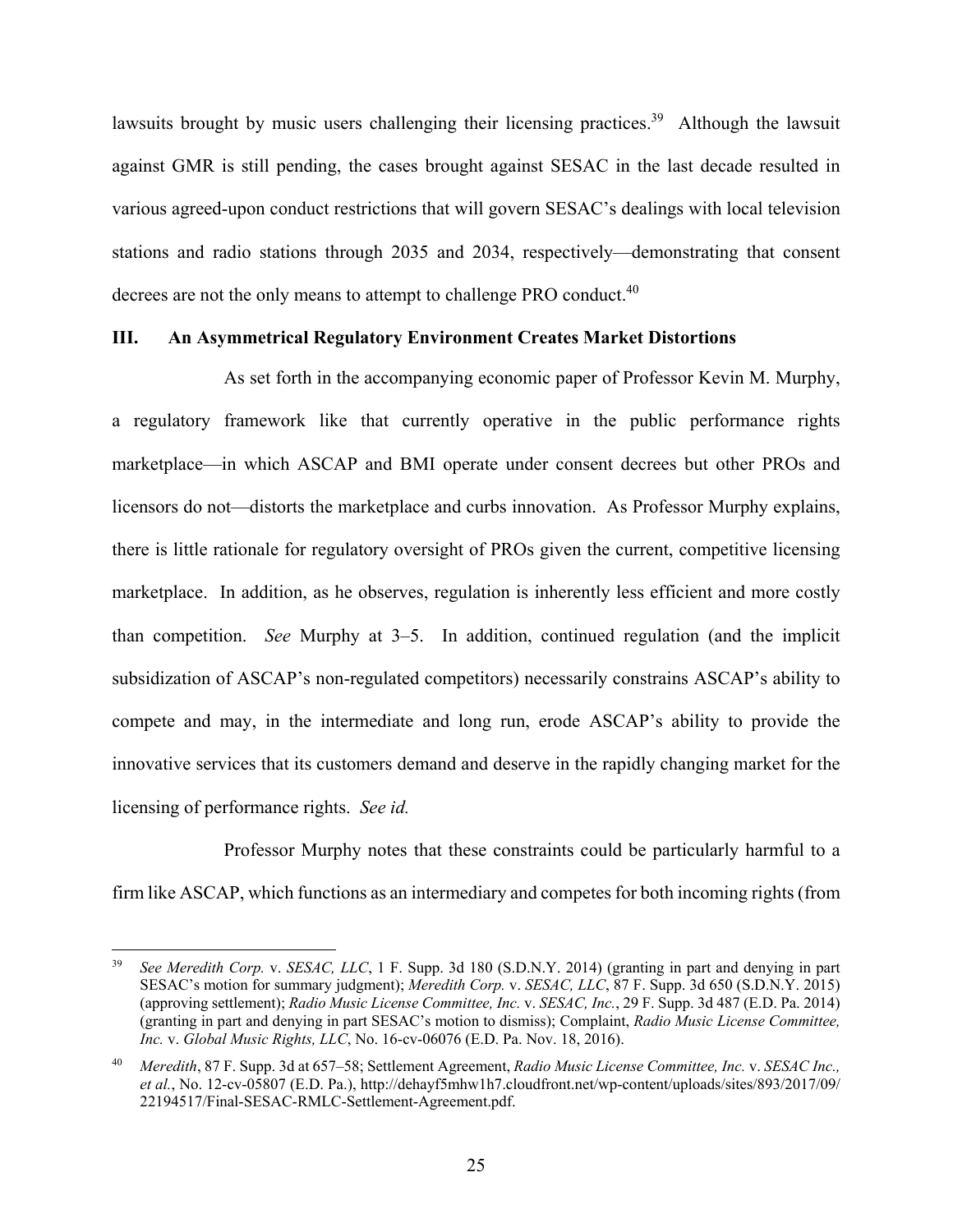lawsuits brought by music users challenging their licensing practices.[39] Although the lawsuit against GMR is still pending, the cases brought against SESAC in the last decade resulted in various agreed-upon conduct restrictions that will govern SESAC's dealings with local television stations and radio stations through 2035 and 2034, respectively—demonstrating that consent decrees are not the only means to attempt to challenge PRO conduct.[40]

## III. An Asymmetrical Regulatory Environment Creates Market Distortions

As set forth in the accompanying economic paper of Professor Kevin M. Murphy, a regulatory framework like that currently operative in the public performance rights marketplace—in which ASCAP and BMI operate under consent decrees but other PROs and licensors do not—distorts the marketplace and curbs innovation. As Professor Murphy explains, there is little rationale for regulatory oversight of PROs given the current, competitive licensing marketplace. In addition, as he observes, regulation is inherently less efficient and more costly than competition. *See* Murphy at 3–5. In addition, continued regulation (and the implicit subsidization of ASCAP's non-regulated competitors) necessarily constrains ASCAP's ability to compete and may, in the intermediate and long run, erode ASCAP's ability to provide the innovative services that its customers demand and deserve in the rapidly changing market for the licensing of performance rights. *See id.*

Professor Murphy notes that these constraints could be particularly harmful to a firm like ASCAP, which functions as an intermediary and competes for both incoming rights (from

---

[39] *See Meredith Corp.* v. *SESAC, LLC*, 1 F. Supp. 3d 180 (S.D.N.Y. 2014) (granting in part and denying in part SESAC's motion for summary judgment); *Meredith Corp.* v. *SESAC, LLC*, 87 F. Supp. 3d 650 (S.D.N.Y. 2015) (approving settlement); *Radio Music License Committee, Inc.* v. *SESAC, Inc.*, 29 F. Supp. 3d 487 (E.D. Pa. 2014) (granting in part and denying in part SESAC's motion to dismiss); Complaint, *Radio Music License Committee, Inc.* v. *Global Music Rights, LLC*, No. 16-cv-06076 (E.D. Pa. Nov. 18, 2016).

[40] *Meredith*, 87 F. Supp. 3d at 657–58; Settlement Agreement, *Radio Music License Committee, Inc.* v. *SESAC Inc., et al.*, No. 12-cv-05807 (E.D. Pa.), http://dehayf5mhw1h7.cloudfront.net/wp-content/uploads/sites/893/2017/09/22194517/Final-SESAC-RMLC-Settlement-Agreement.pdf.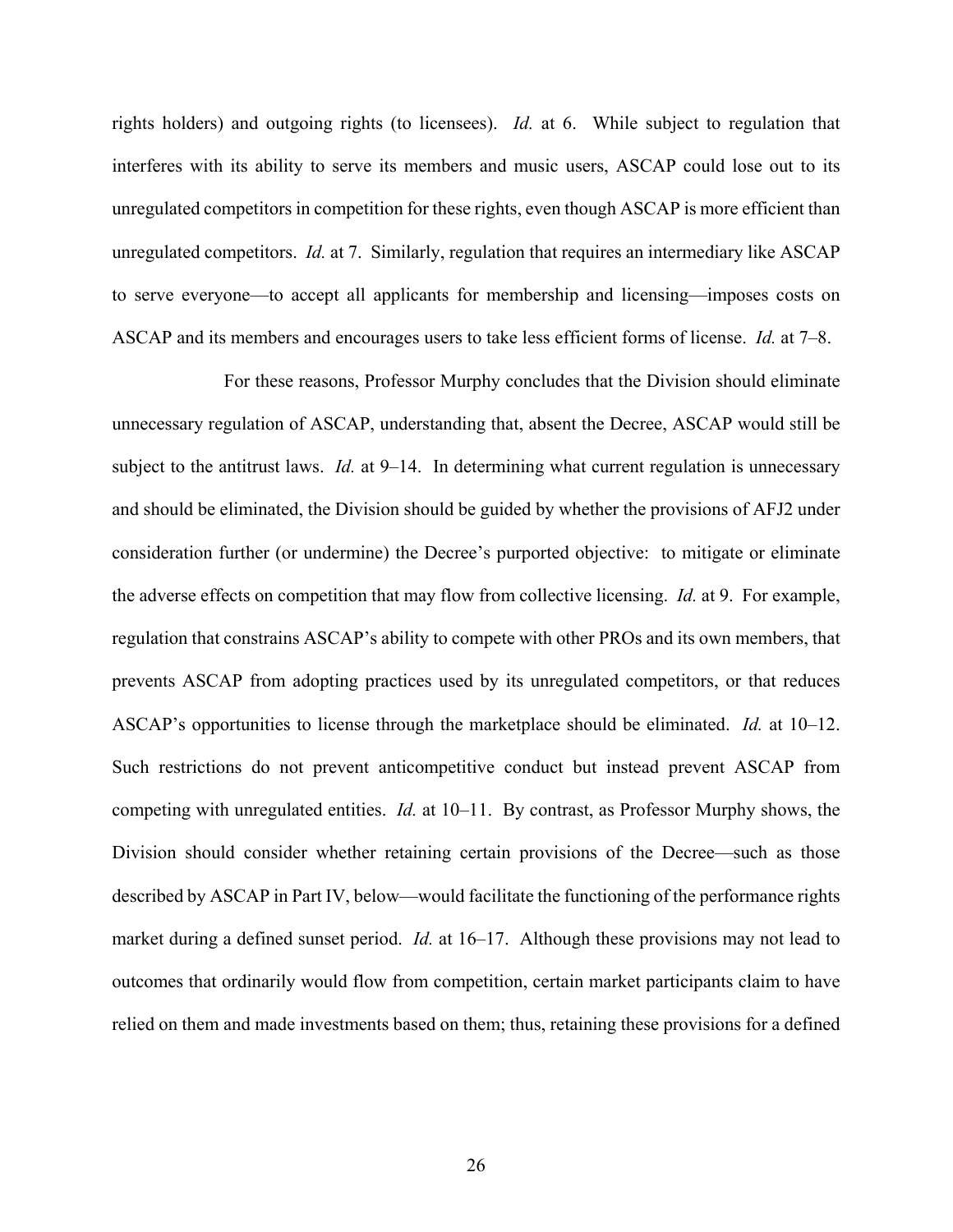rights holders) and outgoing rights (to licensees). *Id.* at 6. While subject to regulation that interferes with its ability to serve its members and music users, ASCAP could lose out to its unregulated competitors in competition for these rights, even though ASCAP is more efficient than unregulated competitors. *Id.* at 7. Similarly, regulation that requires an intermediary like ASCAP to serve everyone—to accept all applicants for membership and licensing—imposes costs on ASCAP and its members and encourages users to take less efficient forms of license. *Id.* at 7–8.

For these reasons, Professor Murphy concludes that the Division should eliminate unnecessary regulation of ASCAP, understanding that, absent the Decree, ASCAP would still be subject to the antitrust laws. *Id.* at 9–14. In determining what current regulation is unnecessary and should be eliminated, the Division should be guided by whether the provisions of AFJ2 under consideration further (or undermine) the Decree's purported objective: to mitigate or eliminate the adverse effects on competition that may flow from collective licensing. *Id.* at 9. For example, regulation that constrains ASCAP's ability to compete with other PROs and its own members, that prevents ASCAP from adopting practices used by its unregulated competitors, or that reduces ASCAP's opportunities to license through the marketplace should be eliminated. *Id.* at 10–12. Such restrictions do not prevent anticompetitive conduct but instead prevent ASCAP from competing with unregulated entities. *Id.* at 10–11. By contrast, as Professor Murphy shows, the Division should consider whether retaining certain provisions of the Decree—such as those described by ASCAP in Part IV, below—would facilitate the functioning of the performance rights market during a defined sunset period. *Id.* at 16–17. Although these provisions may not lead to outcomes that ordinarily would flow from competition, certain market participants claim to have relied on them and made investments based on them; thus, retaining these provisions for a defined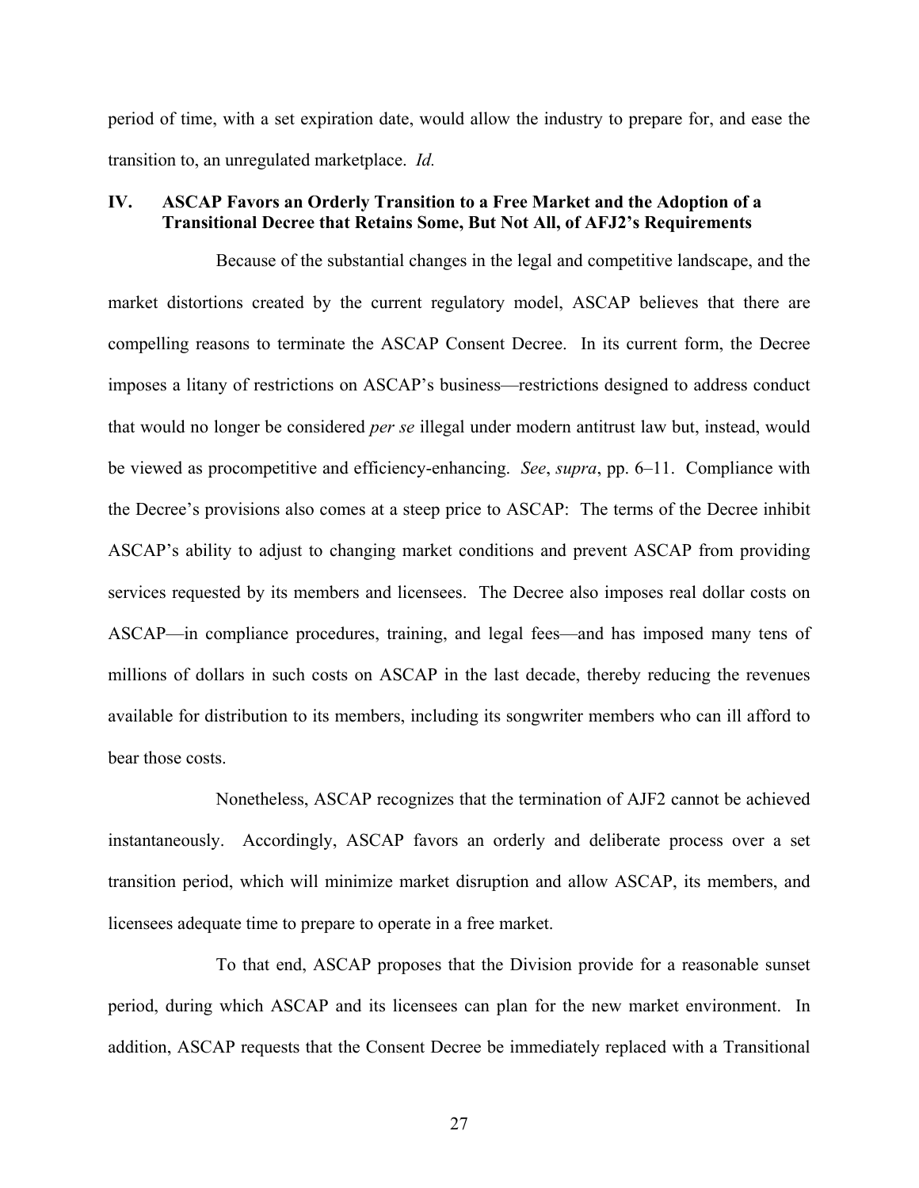period of time, with a set expiration date, would allow the industry to prepare for, and ease the transition to, an unregulated marketplace. *Id.*

## IV. ASCAP Favors an Orderly Transition to a Free Market and the Adoption of a Transitional Decree that Retains Some, But Not All, of AFJ2's Requirements

Because of the substantial changes in the legal and competitive landscape, and the market distortions created by the current regulatory model, ASCAP believes that there are compelling reasons to terminate the ASCAP Consent Decree. In its current form, the Decree imposes a litany of restrictions on ASCAP's business—restrictions designed to address conduct that would no longer be considered *per se* illegal under modern antitrust law but, instead, would be viewed as procompetitive and efficiency-enhancing. *See*, *supra*, pp. 6–11. Compliance with the Decree's provisions also comes at a steep price to ASCAP: The terms of the Decree inhibit ASCAP's ability to adjust to changing market conditions and prevent ASCAP from providing services requested by its members and licensees. The Decree also imposes real dollar costs on ASCAP—in compliance procedures, training, and legal fees—and has imposed many tens of millions of dollars in such costs on ASCAP in the last decade, thereby reducing the revenues available for distribution to its members, including its songwriter members who can ill afford to bear those costs.

Nonetheless, ASCAP recognizes that the termination of AJF2 cannot be achieved instantaneously. Accordingly, ASCAP favors an orderly and deliberate process over a set transition period, which will minimize market disruption and allow ASCAP, its members, and licensees adequate time to prepare to operate in a free market.

To that end, ASCAP proposes that the Division provide for a reasonable sunset period, during which ASCAP and its licensees can plan for the new market environment. In addition, ASCAP requests that the Consent Decree be immediately replaced with a Transitional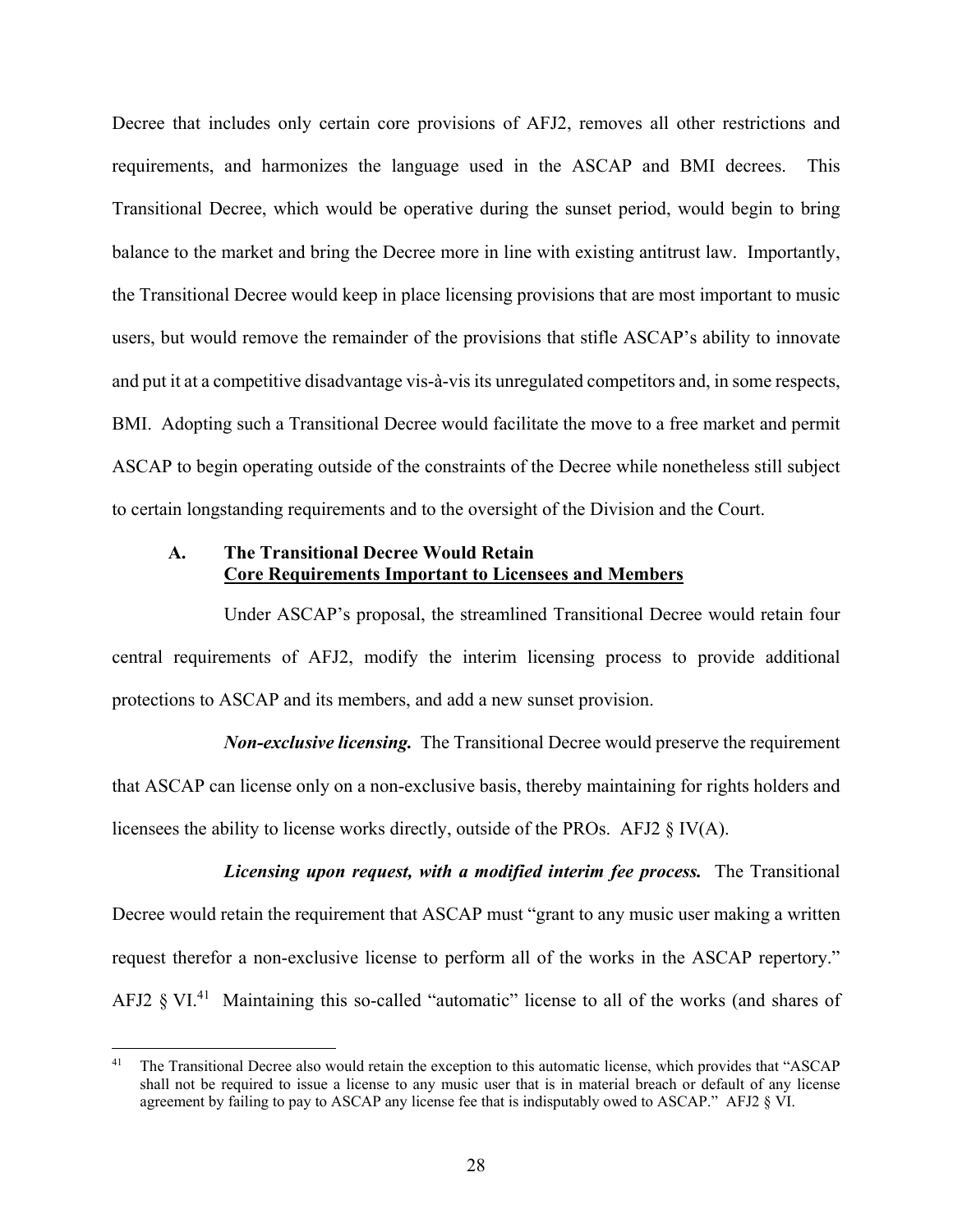Decree that includes only certain core provisions of AFJ2, removes all other restrictions and requirements, and harmonizes the language used in the ASCAP and BMI decrees. This Transitional Decree, which would be operative during the sunset period, would begin to bring balance to the market and bring the Decree more in line with existing antitrust law. Importantly, the Transitional Decree would keep in place licensing provisions that are most important to music users, but would remove the remainder of the provisions that stifle ASCAP's ability to innovate and put it at a competitive disadvantage vis-à-vis its unregulated competitors and, in some respects, BMI. Adopting such a Transitional Decree would facilitate the move to a free market and permit ASCAP to begin operating outside of the constraints of the Decree while nonetheless still subject to certain longstanding requirements and to the oversight of the Division and the Court.

### A. The Transitional Decree Would Retain Core Requirements Important to Licensees and Members

Under ASCAP's proposal, the streamlined Transitional Decree would retain four central requirements of AFJ2, modify the interim licensing process to provide additional protections to ASCAP and its members, and add a new sunset provision.

***Non-exclusive licensing.*** The Transitional Decree would preserve the requirement that ASCAP can license only on a non-exclusive basis, thereby maintaining for rights holders and licensees the ability to license works directly, outside of the PROs. AFJ2 § IV(A).

***Licensing upon request, with a modified interim fee process.*** The Transitional Decree would retain the requirement that ASCAP must "grant to any music user making a written request therefor a non-exclusive license to perform all of the works in the ASCAP repertory." AFJ2 § VI.[41] Maintaining this so-called "automatic" license to all of the works (and shares of

[41] The Transitional Decree also would retain the exception to this automatic license, which provides that "ASCAP shall not be required to issue a license to any music user that is in material breach or default of any license agreement by failing to pay to ASCAP any license fee that is indisputably owed to ASCAP." AFJ2 § VI.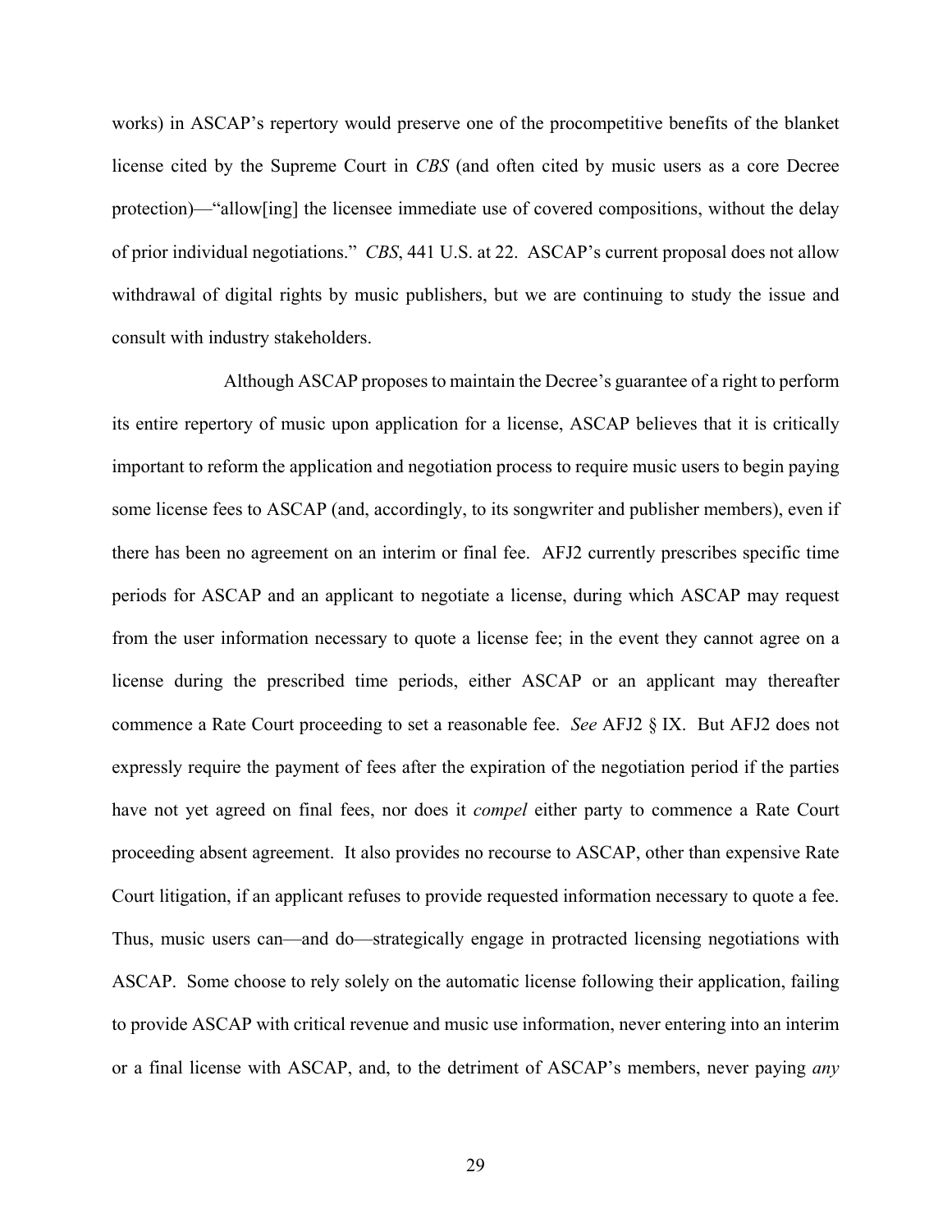works) in ASCAP's repertory would preserve one of the procompetitive benefits of the blanket license cited by the Supreme Court in *CBS* (and often cited by music users as a core Decree protection)—"allow[ing] the licensee immediate use of covered compositions, without the delay of prior individual negotiations." *CBS*, 441 U.S. at 22. ASCAP's current proposal does not allow withdrawal of digital rights by music publishers, but we are continuing to study the issue and consult with industry stakeholders.

Although ASCAP proposes to maintain the Decree's guarantee of a right to perform its entire repertory of music upon application for a license, ASCAP believes that it is critically important to reform the application and negotiation process to require music users to begin paying some license fees to ASCAP (and, accordingly, to its songwriter and publisher members), even if there has been no agreement on an interim or final fee. AFJ2 currently prescribes specific time periods for ASCAP and an applicant to negotiate a license, during which ASCAP may request from the user information necessary to quote a license fee; in the event they cannot agree on a license during the prescribed time periods, either ASCAP or an applicant may thereafter commence a Rate Court proceeding to set a reasonable fee. *See* AFJ2 § IX. But AFJ2 does not expressly require the payment of fees after the expiration of the negotiation period if the parties have not yet agreed on final fees, nor does it *compel* either party to commence a Rate Court proceeding absent agreement. It also provides no recourse to ASCAP, other than expensive Rate Court litigation, if an applicant refuses to provide requested information necessary to quote a fee. Thus, music users can—and do—strategically engage in protracted licensing negotiations with ASCAP. Some choose to rely solely on the automatic license following their application, failing to provide ASCAP with critical revenue and music use information, never entering into an interim or a final license with ASCAP, and, to the detriment of ASCAP's members, never paying *any*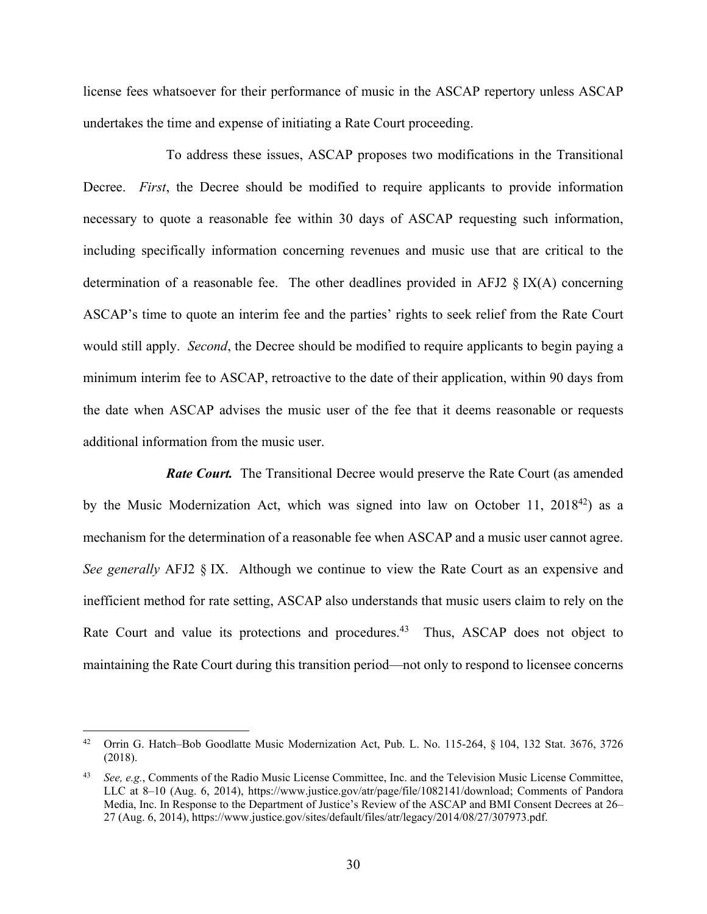license fees whatsoever for their performance of music in the ASCAP repertory unless ASCAP undertakes the time and expense of initiating a Rate Court proceeding.

To address these issues, ASCAP proposes two modifications in the Transitional Decree. *First*, the Decree should be modified to require applicants to provide information necessary to quote a reasonable fee within 30 days of ASCAP requesting such information, including specifically information concerning revenues and music use that are critical to the determination of a reasonable fee. The other deadlines provided in AFJ2 § IX(A) concerning ASCAP's time to quote an interim fee and the parties' rights to seek relief from the Rate Court would still apply. *Second*, the Decree should be modified to require applicants to begin paying a minimum interim fee to ASCAP, retroactive to the date of their application, within 90 days from the date when ASCAP advises the music user of the fee that it deems reasonable or requests additional information from the music user.

***Rate Court.*** The Transitional Decree would preserve the Rate Court (as amended by the Music Modernization Act, which was signed into law on October 11, 2018[42]) as a mechanism for the determination of a reasonable fee when ASCAP and a music user cannot agree. *See generally* AFJ2 § IX. Although we continue to view the Rate Court as an expensive and inefficient method for rate setting, ASCAP also understands that music users claim to rely on the Rate Court and value its protections and procedures.[43] Thus, ASCAP does not object to maintaining the Rate Court during this transition period—not only to respond to licensee concerns

---

[42] Orrin G. Hatch–Bob Goodlatte Music Modernization Act, Pub. L. No. 115-264, § 104, 132 Stat. 3676, 3726 (2018).

[43] *See, e.g.*, Comments of the Radio Music License Committee, Inc. and the Television Music License Committee, LLC at 8–10 (Aug. 6, 2014), https://www.justice.gov/atr/page/file/1082141/download; Comments of Pandora Media, Inc. In Response to the Department of Justice's Review of the ASCAP and BMI Consent Decrees at 26–27 (Aug. 6, 2014), https://www.justice.gov/sites/default/files/atr/legacy/2014/08/27/307973.pdf.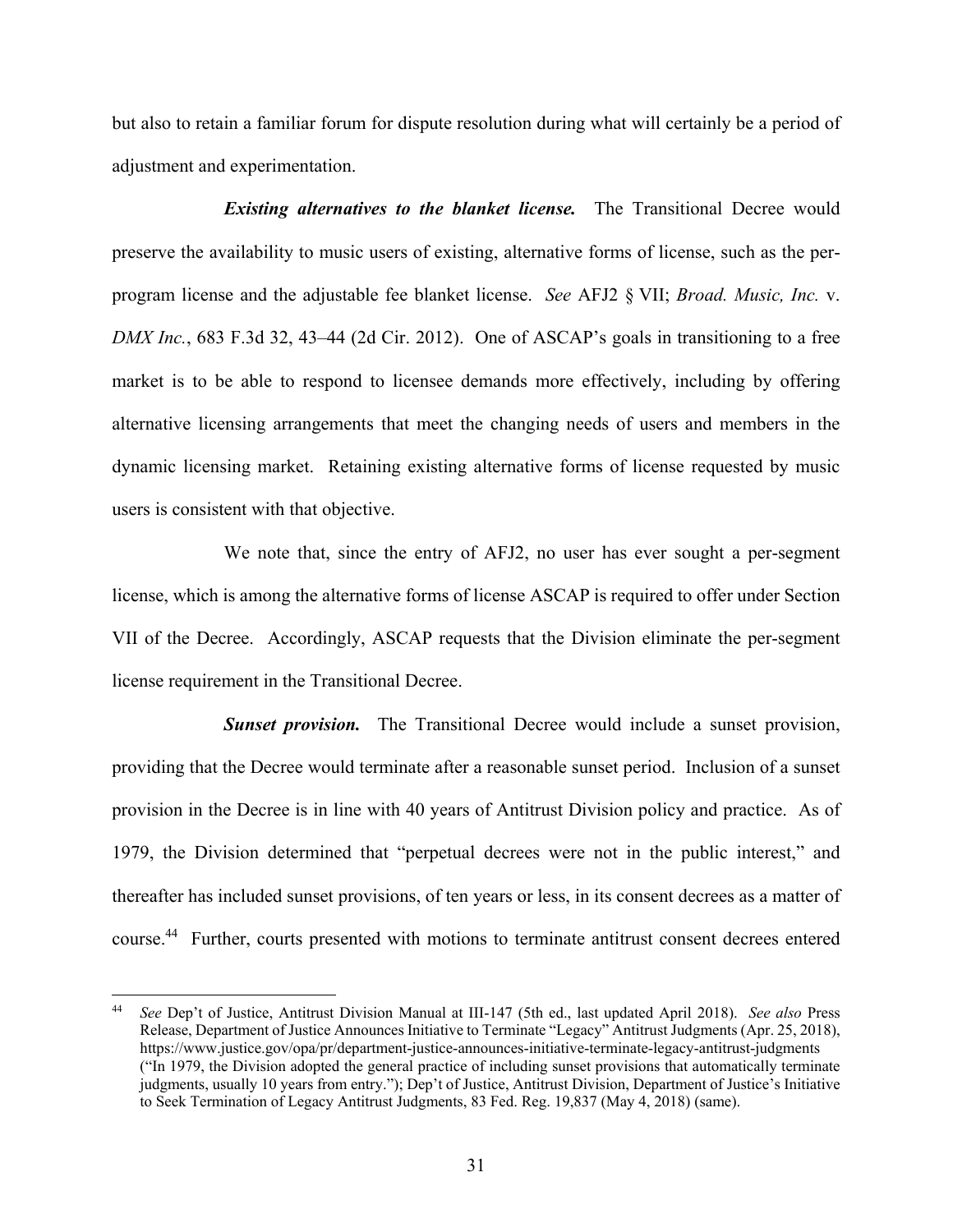but also to retain a familiar forum for dispute resolution during what will certainly be a period of adjustment and experimentation.

***Existing alternatives to the blanket license.*** The Transitional Decree would preserve the availability to music users of existing, alternative forms of license, such as the per-program license and the adjustable fee blanket license. *See* AFJ2 § VII; *Broad. Music, Inc.* v. *DMX Inc.*, 683 F.3d 32, 43–44 (2d Cir. 2012). One of ASCAP's goals in transitioning to a free market is to be able to respond to licensee demands more effectively, including by offering alternative licensing arrangements that meet the changing needs of users and members in the dynamic licensing market. Retaining existing alternative forms of license requested by music users is consistent with that objective.

We note that, since the entry of AFJ2, no user has ever sought a per-segment license, which is among the alternative forms of license ASCAP is required to offer under Section VII of the Decree. Accordingly, ASCAP requests that the Division eliminate the per-segment license requirement in the Transitional Decree.

***Sunset provision.*** The Transitional Decree would include a sunset provision, providing that the Decree would terminate after a reasonable sunset period. Inclusion of a sunset provision in the Decree is in line with 40 years of Antitrust Division policy and practice. As of 1979, the Division determined that "perpetual decrees were not in the public interest," and thereafter has included sunset provisions, of ten years or less, in its consent decrees as a matter of course.[44] Further, courts presented with motions to terminate antitrust consent decrees entered

---

[44] *See* Dep't of Justice, Antitrust Division Manual at III-147 (5th ed., last updated April 2018). *See also* Press Release, Department of Justice Announces Initiative to Terminate "Legacy" Antitrust Judgments (Apr. 25, 2018), https://www.justice.gov/opa/pr/department-justice-announces-initiative-terminate-legacy-antitrust-judgments ("In 1979, the Division adopted the general practice of including sunset provisions that automatically terminate judgments, usually 10 years from entry."); Dep't of Justice, Antitrust Division, Department of Justice's Initiative to Seek Termination of Legacy Antitrust Judgments, 83 Fed. Reg. 19,837 (May 4, 2018) (same).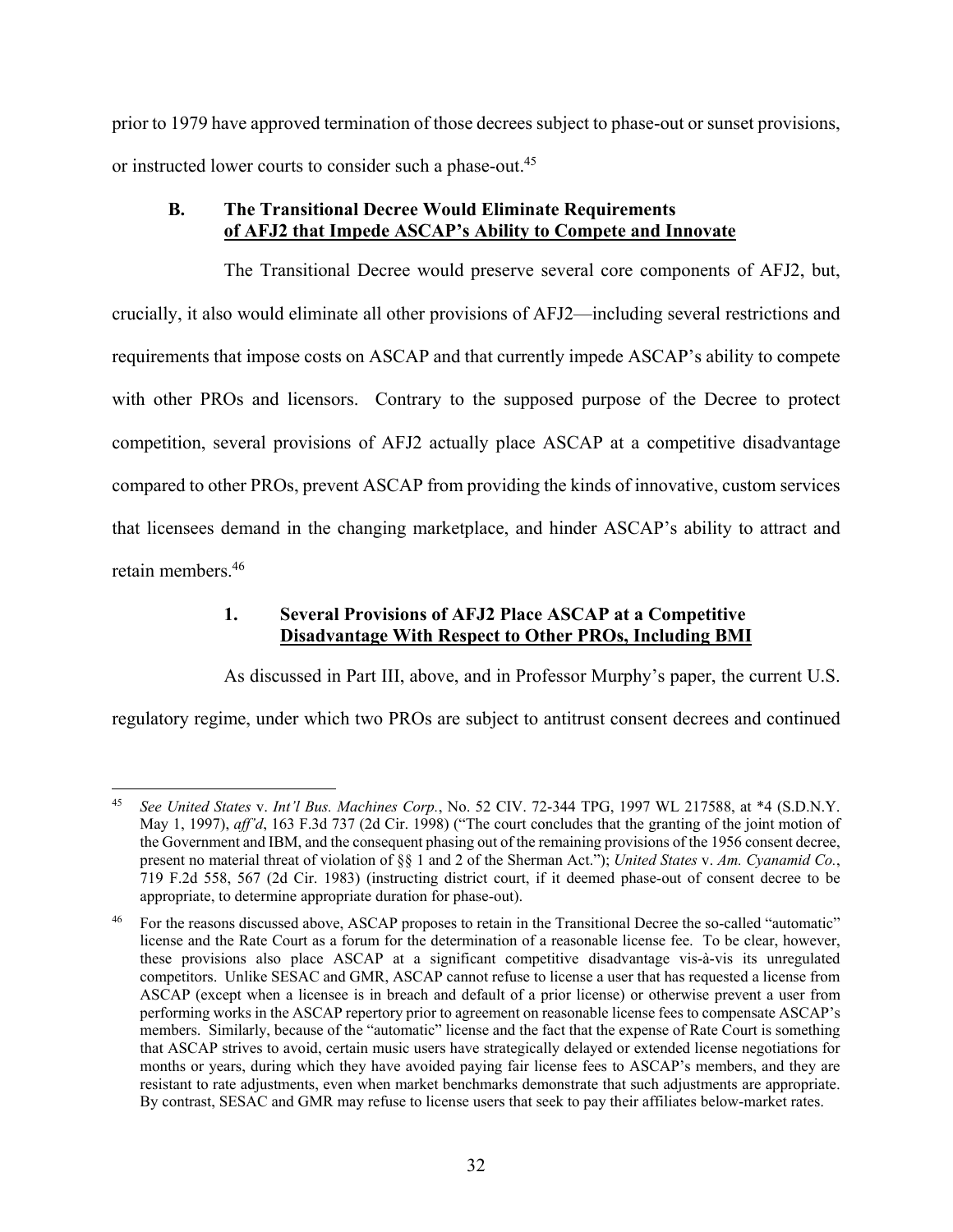prior to 1979 have approved termination of those decrees subject to phase-out or sunset provisions, or instructed lower courts to consider such a phase-out.[45]

### B. The Transitional Decree Would Eliminate Requirements of AFJ2 that Impede ASCAP's Ability to Compete and Innovate

The Transitional Decree would preserve several core components of AFJ2, but, crucially, it also would eliminate all other provisions of AFJ2—including several restrictions and requirements that impose costs on ASCAP and that currently impede ASCAP's ability to compete with other PROs and licensors. Contrary to the supposed purpose of the Decree to protect competition, several provisions of AFJ2 actually place ASCAP at a competitive disadvantage compared to other PROs, prevent ASCAP from providing the kinds of innovative, custom services that licensees demand in the changing marketplace, and hinder ASCAP's ability to attract and retain members.[46]

#### 1. Several Provisions of AFJ2 Place ASCAP at a Competitive Disadvantage With Respect to Other PROs, Including BMI

As discussed in Part III, above, and in Professor Murphy's paper, the current U.S. regulatory regime, under which two PROs are subject to antitrust consent decrees and continued

---

[45] *See United States* v. *Int'l Bus. Machines Corp.*, No. 52 CIV. 72-344 TPG, 1997 WL 217588, at \*4 (S.D.N.Y. May 1, 1997), *aff'd*, 163 F.3d 737 (2d Cir. 1998) ("The court concludes that the granting of the joint motion of the Government and IBM, and the consequent phasing out of the remaining provisions of the 1956 consent decree, present no material threat of violation of §§ 1 and 2 of the Sherman Act."); *United States* v. *Am. Cyanamid Co.*, 719 F.2d 558, 567 (2d Cir. 1983) (instructing district court, if it deemed phase-out of consent decree to be appropriate, to determine appropriate duration for phase-out).

[46] For the reasons discussed above, ASCAP proposes to retain in the Transitional Decree the so-called "automatic" license and the Rate Court as a forum for the determination of a reasonable license fee. To be clear, however, these provisions also place ASCAP at a significant competitive disadvantage vis-à-vis its unregulated competitors. Unlike SESAC and GMR, ASCAP cannot refuse to license a user that has requested a license from ASCAP (except when a licensee is in breach and default of a prior license) or otherwise prevent a user from performing works in the ASCAP repertory prior to agreement on reasonable license fees to compensate ASCAP's members. Similarly, because of the "automatic" license and the fact that the expense of Rate Court is something that ASCAP strives to avoid, certain music users have strategically delayed or extended license negotiations for months or years, during which they have avoided paying fair license fees to ASCAP's members, and they are resistant to rate adjustments, even when market benchmarks demonstrate that such adjustments are appropriate. By contrast, SESAC and GMR may refuse to license users that seek to pay their affiliates below-market rates.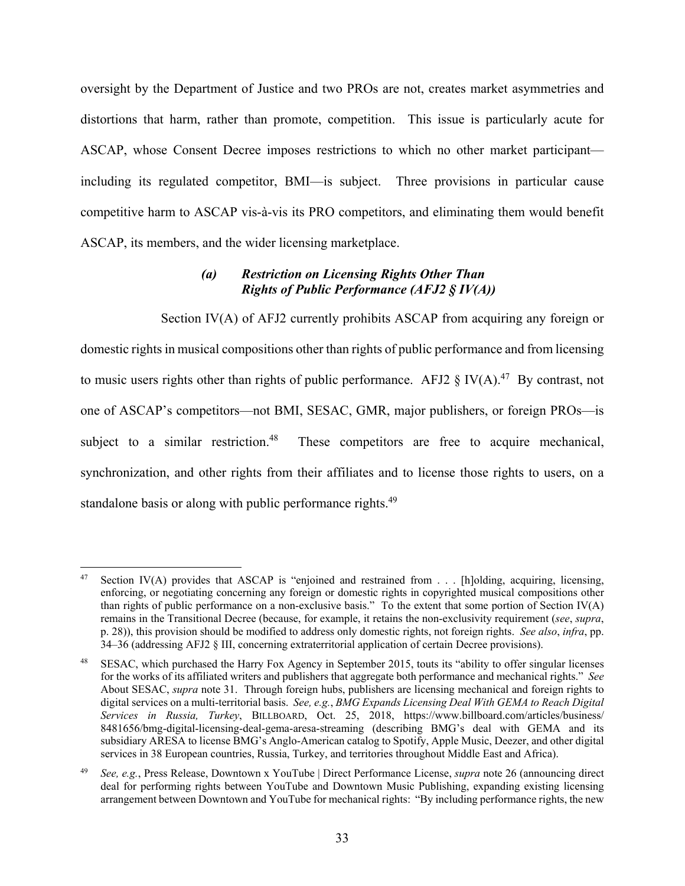oversight by the Department of Justice and two PROs are not, creates market asymmetries and distortions that harm, rather than promote, competition. This issue is particularly acute for ASCAP, whose Consent Decree imposes restrictions to which no other market participant—including its regulated competitor, BMI—is subject. Three provisions in particular cause competitive harm to ASCAP vis-à-vis its PRO competitors, and eliminating them would benefit ASCAP, its members, and the wider licensing marketplace.

#### *(a) Restriction on Licensing Rights Other Than Rights of Public Performance (AFJ2 § IV(A))*

Section IV(A) of AFJ2 currently prohibits ASCAP from acquiring any foreign or domestic rights in musical compositions other than rights of public performance and from licensing to music users rights other than rights of public performance. AFJ2 § IV(A).[47] By contrast, not one of ASCAP's competitors—not BMI, SESAC, GMR, major publishers, or foreign PROs—is subject to a similar restriction.[48] These competitors are free to acquire mechanical, synchronization, and other rights from their affiliates and to license those rights to users, on a standalone basis or along with public performance rights.[49]

---

[47] Section IV(A) provides that ASCAP is "enjoined and restrained from . . . [h]olding, acquiring, licensing, enforcing, or negotiating concerning any foreign or domestic rights in copyrighted musical compositions other than rights of public performance on a non-exclusive basis." To the extent that some portion of Section IV(A) remains in the Transitional Decree (because, for example, it retains the non-exclusivity requirement (*see*, *supra*, p. 28)), this provision should be modified to address only domestic rights, not foreign rights. *See also*, *infra*, pp. 34–36 (addressing AFJ2 § III, concerning extraterritorial application of certain Decree provisions).

[48] SESAC, which purchased the Harry Fox Agency in September 2015, touts its "ability to offer singular licenses for the works of its affiliated writers and publishers that aggregate both performance and mechanical rights." *See* About SESAC, *supra* note 31. Through foreign hubs, publishers are licensing mechanical and foreign rights to digital services on a multi-territorial basis. *See, e.g.*, *BMG Expands Licensing Deal With GEMA to Reach Digital Services in Russia, Turkey*, BILLBOARD, Oct. 25, 2018, https://www.billboard.com/articles/business/8481656/bmg-digital-licensing-deal-gema-aresa-streaming (describing BMG's deal with GEMA and its subsidiary ARESA to license BMG's Anglo-American catalog to Spotify, Apple Music, Deezer, and other digital services in 38 European countries, Russia, Turkey, and territories throughout Middle East and Africa).

[49] *See, e.g.*, Press Release, Downtown x YouTube | Direct Performance License, *supra* note 26 (announcing direct deal for performing rights between YouTube and Downtown Music Publishing, expanding existing licensing arrangement between Downtown and YouTube for mechanical rights: "By including performance rights, the new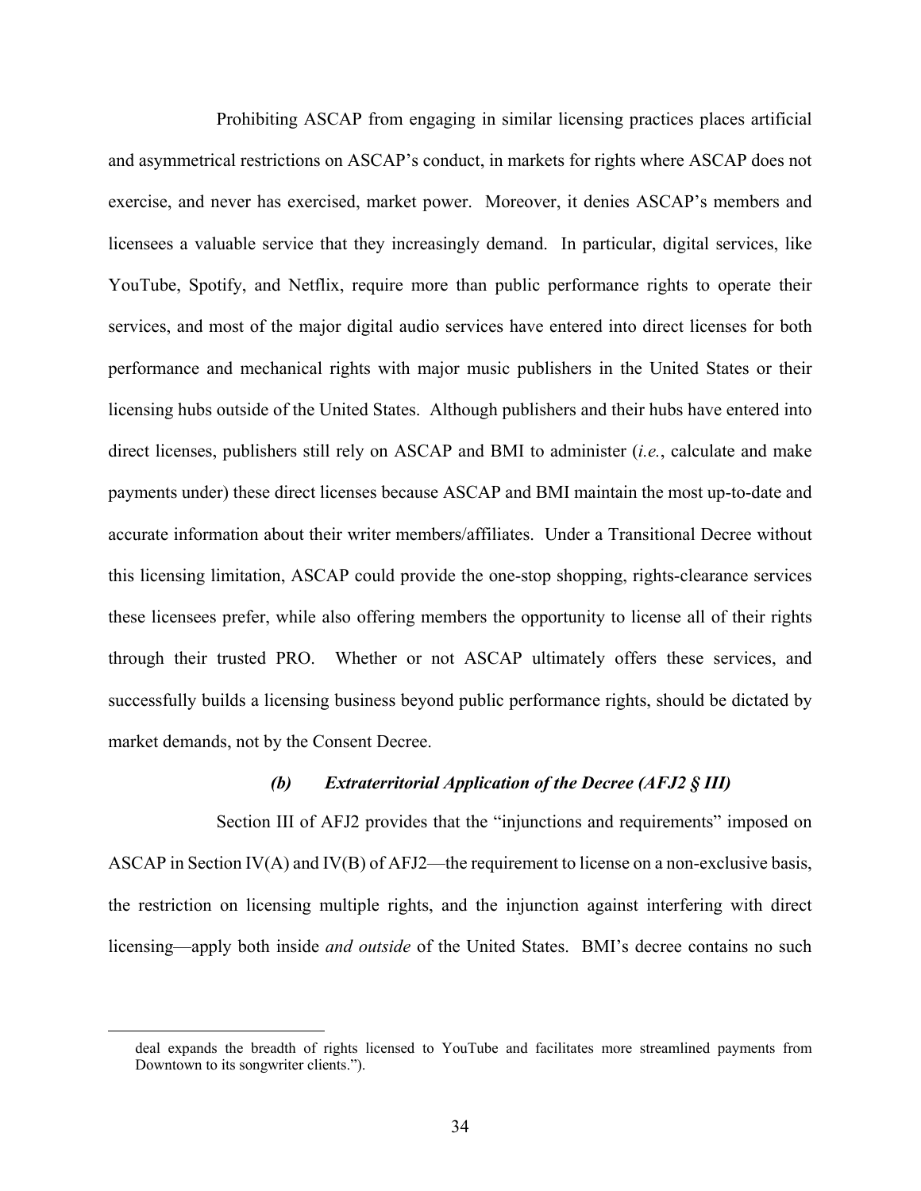Prohibiting ASCAP from engaging in similar licensing practices places artificial and asymmetrical restrictions on ASCAP's conduct, in markets for rights where ASCAP does not exercise, and never has exercised, market power. Moreover, it denies ASCAP's members and licensees a valuable service that they increasingly demand. In particular, digital services, like YouTube, Spotify, and Netflix, require more than public performance rights to operate their services, and most of the major digital audio services have entered into direct licenses for both performance and mechanical rights with major music publishers in the United States or their licensing hubs outside of the United States. Although publishers and their hubs have entered into direct licenses, publishers still rely on ASCAP and BMI to administer (*i.e.*, calculate and make payments under) these direct licenses because ASCAP and BMI maintain the most up-to-date and accurate information about their writer members/affiliates. Under a Transitional Decree without this licensing limitation, ASCAP could provide the one-stop shopping, rights-clearance services these licensees prefer, while also offering members the opportunity to license all of their rights through their trusted PRO. Whether or not ASCAP ultimately offers these services, and successfully builds a licensing business beyond public performance rights, should be dictated by market demands, not by the Consent Decree.

#### *(b) Extraterritorial Application of the Decree (AFJ2 § III)*

Section III of AFJ2 provides that the "injunctions and requirements" imposed on ASCAP in Section IV(A) and IV(B) of AFJ2—the requirement to license on a non-exclusive basis, the restriction on licensing multiple rights, and the injunction against interfering with direct licensing—apply both inside *and outside* of the United States. BMI's decree contains no such

---

deal expands the breadth of rights licensed to YouTube and facilitates more streamlined payments from Downtown to its songwriter clients.").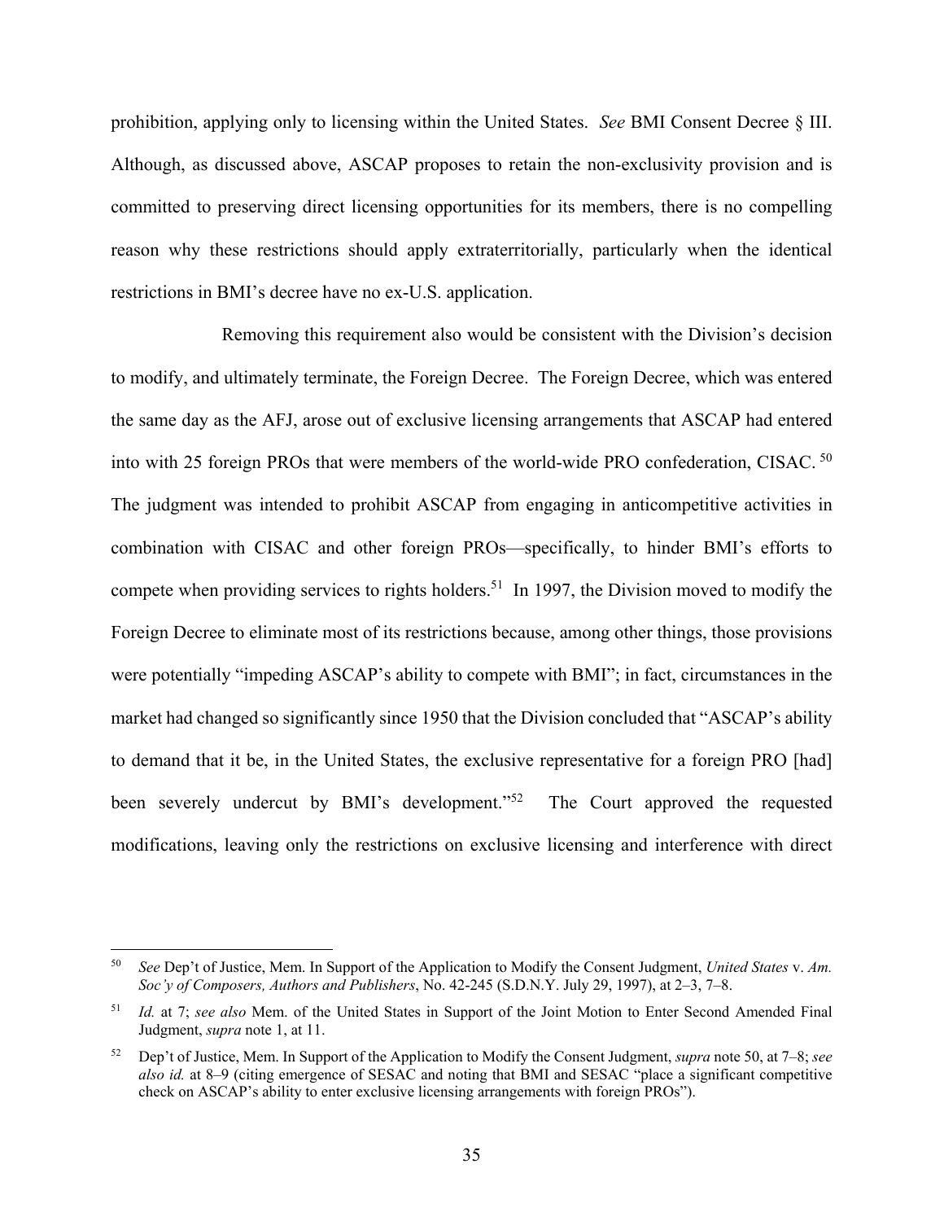prohibition, applying only to licensing within the United States. *See* BMI Consent Decree § III. Although, as discussed above, ASCAP proposes to retain the non-exclusivity provision and is committed to preserving direct licensing opportunities for its members, there is no compelling reason why these restrictions should apply extraterritorially, particularly when the identical restrictions in BMI's decree have no ex-U.S. application.

Removing this requirement also would be consistent with the Division's decision to modify, and ultimately terminate, the Foreign Decree. The Foreign Decree, which was entered the same day as the AFJ, arose out of exclusive licensing arrangements that ASCAP had entered into with 25 foreign PROs that were members of the world-wide PRO confederation, CISAC.[50] The judgment was intended to prohibit ASCAP from engaging in anticompetitive activities in combination with CISAC and other foreign PROs—specifically, to hinder BMI's efforts to compete when providing services to rights holders.[51] In 1997, the Division moved to modify the Foreign Decree to eliminate most of its restrictions because, among other things, those provisions were potentially "impeding ASCAP's ability to compete with BMI"; in fact, circumstances in the market had changed so significantly since 1950 that the Division concluded that "ASCAP's ability to demand that it be, in the United States, the exclusive representative for a foreign PRO [had] been severely undercut by BMI's development."[52] The Court approved the requested modifications, leaving only the restrictions on exclusive licensing and interference with direct

---

[50] *See* Dep't of Justice, Mem. In Support of the Application to Modify the Consent Judgment, *United States* v. *Am. Soc'y of Composers, Authors and Publishers*, No. 42-245 (S.D.N.Y. July 29, 1997), at 2–3, 7–8.

[51] *Id.* at 7; *see also* Mem. of the United States in Support of the Joint Motion to Enter Second Amended Final Judgment, *supra* note 1, at 11.

[52] Dep't of Justice, Mem. In Support of the Application to Modify the Consent Judgment, *supra* note 50, at 7–8; *see also id.* at 8–9 (citing emergence of SESAC and noting that BMI and SESAC "place a significant competitive check on ASCAP's ability to enter exclusive licensing arrangements with foreign PROs").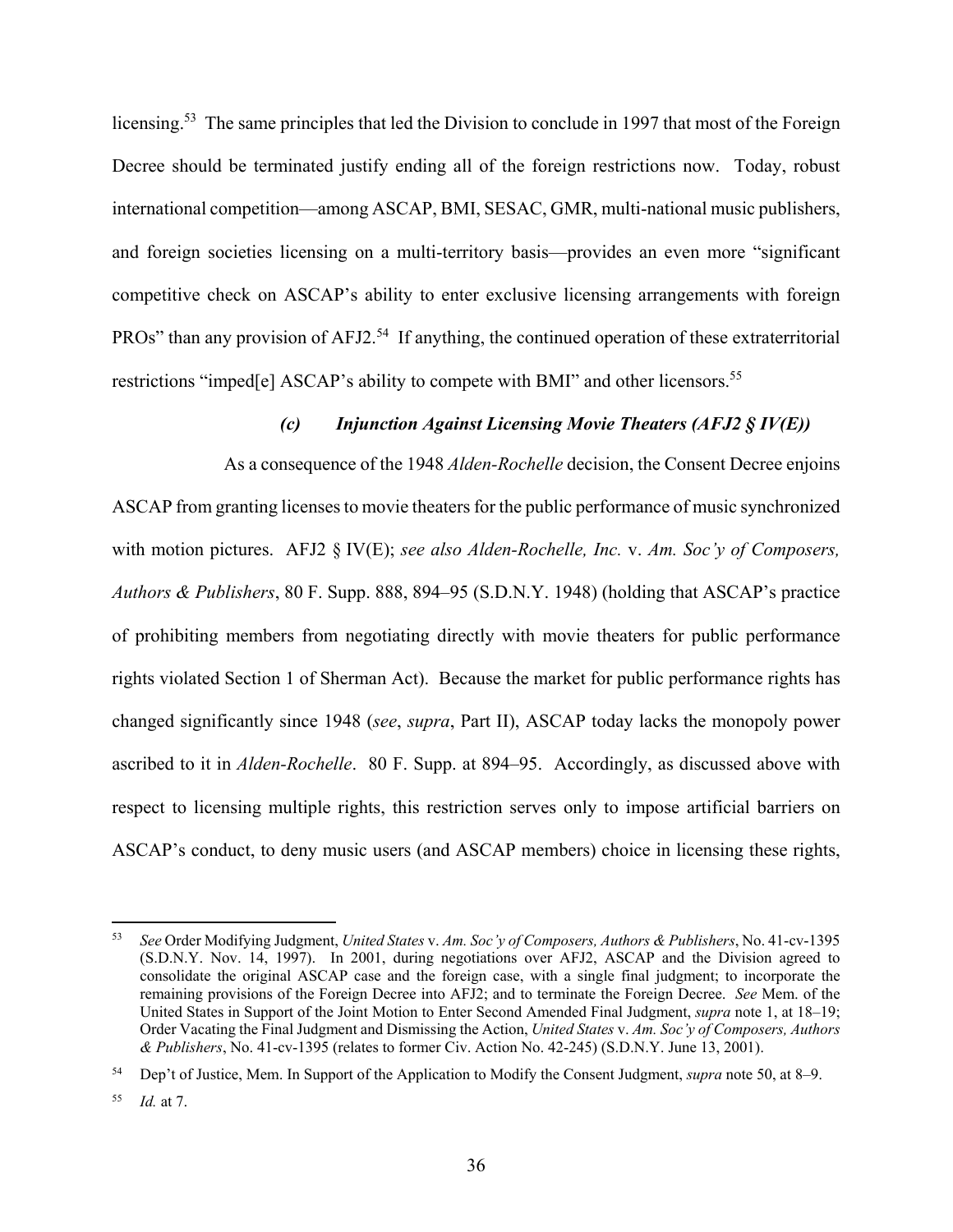licensing.[53] The same principles that led the Division to conclude in 1997 that most of the Foreign Decree should be terminated justify ending all of the foreign restrictions now. Today, robust international competition—among ASCAP, BMI, SESAC, GMR, multi-national music publishers, and foreign societies licensing on a multi-territory basis—provides an even more "significant competitive check on ASCAP's ability to enter exclusive licensing arrangements with foreign PROs" than any provision of AFJ2.[54] If anything, the continued operation of these extraterritorial restrictions "imped[e] ASCAP's ability to compete with BMI" and other licensors.[55]

#### *(c) Injunction Against Licensing Movie Theaters (AFJ2 § IV(E))*

As a consequence of the 1948 *Alden-Rochelle* decision, the Consent Decree enjoins ASCAP from granting licenses to movie theaters for the public performance of music synchronized with motion pictures. AFJ2 § IV(E); *see also Alden-Rochelle, Inc.* v. *Am. Soc'y of Composers, Authors & Publishers*, 80 F. Supp. 888, 894–95 (S.D.N.Y. 1948) (holding that ASCAP's practice of prohibiting members from negotiating directly with movie theaters for public performance rights violated Section 1 of Sherman Act). Because the market for public performance rights has changed significantly since 1948 (*see*, *supra*, Part II), ASCAP today lacks the monopoly power ascribed to it in *Alden-Rochelle*. 80 F. Supp. at 894–95. Accordingly, as discussed above with respect to licensing multiple rights, this restriction serves only to impose artificial barriers on ASCAP's conduct, to deny music users (and ASCAP members) choice in licensing these rights,

---

[53] *See* Order Modifying Judgment, *United States* v. *Am. Soc'y of Composers, Authors & Publishers*, No. 41-cv-1395 (S.D.N.Y. Nov. 14, 1997). In 2001, during negotiations over AFJ2, ASCAP and the Division agreed to consolidate the original ASCAP case and the foreign case, with a single final judgment; to incorporate the remaining provisions of the Foreign Decree into AFJ2; and to terminate the Foreign Decree. *See* Mem. of the United States in Support of the Joint Motion to Enter Second Amended Final Judgment, *supra* note 1, at 18–19; Order Vacating the Final Judgment and Dismissing the Action, *United States* v. *Am. Soc'y of Composers, Authors & Publishers*, No. 41-cv-1395 (relates to former Civ. Action No. 42-245) (S.D.N.Y. June 13, 2001).

[54] Dep't of Justice, Mem. In Support of the Application to Modify the Consent Judgment, *supra* note 50, at 8–9.

[55] *Id.* at 7.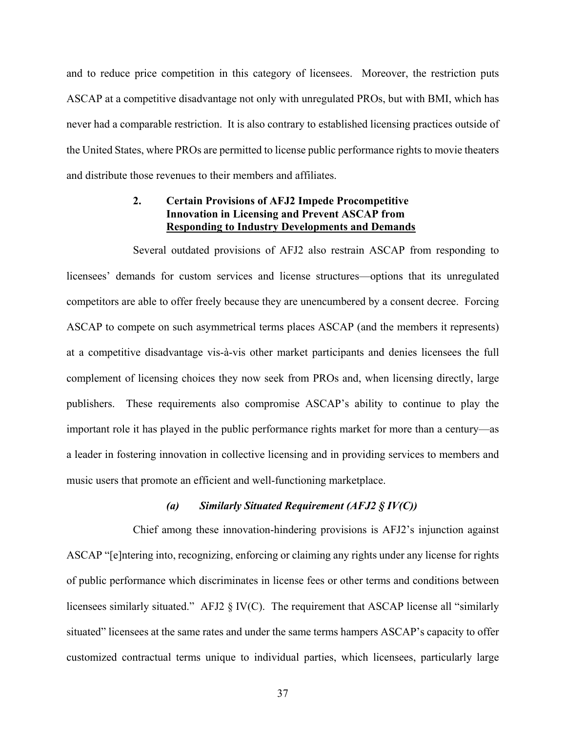and to reduce price competition in this category of licensees. Moreover, the restriction puts ASCAP at a competitive disadvantage not only with unregulated PROs, but with BMI, which has never had a comparable restriction. It is also contrary to established licensing practices outside of the United States, where PROs are permitted to license public performance rights to movie theaters and distribute those revenues to their members and affiliates.

### 2. Certain Provisions of AFJ2 Impede Procompetitive Innovation in Licensing and Prevent ASCAP from Responding to Industry Developments and Demands

Several outdated provisions of AFJ2 also restrain ASCAP from responding to licensees' demands for custom services and license structures—options that its unregulated competitors are able to offer freely because they are unencumbered by a consent decree. Forcing ASCAP to compete on such asymmetrical terms places ASCAP (and the members it represents) at a competitive disadvantage vis-à-vis other market participants and denies licensees the full complement of licensing choices they now seek from PROs and, when licensing directly, large publishers. These requirements also compromise ASCAP's ability to continue to play the important role it has played in the public performance rights market for more than a century—as a leader in fostering innovation in collective licensing and in providing services to members and music users that promote an efficient and well-functioning marketplace.

#### *(a) Similarly Situated Requirement (AFJ2 § IV(C))*

Chief among these innovation-hindering provisions is AFJ2's injunction against ASCAP "[e]ntering into, recognizing, enforcing or claiming any rights under any license for rights of public performance which discriminates in license fees or other terms and conditions between licensees similarly situated." AFJ2 § IV(C). The requirement that ASCAP license all "similarly situated" licensees at the same rates and under the same terms hampers ASCAP's capacity to offer customized contractual terms unique to individual parties, which licensees, particularly large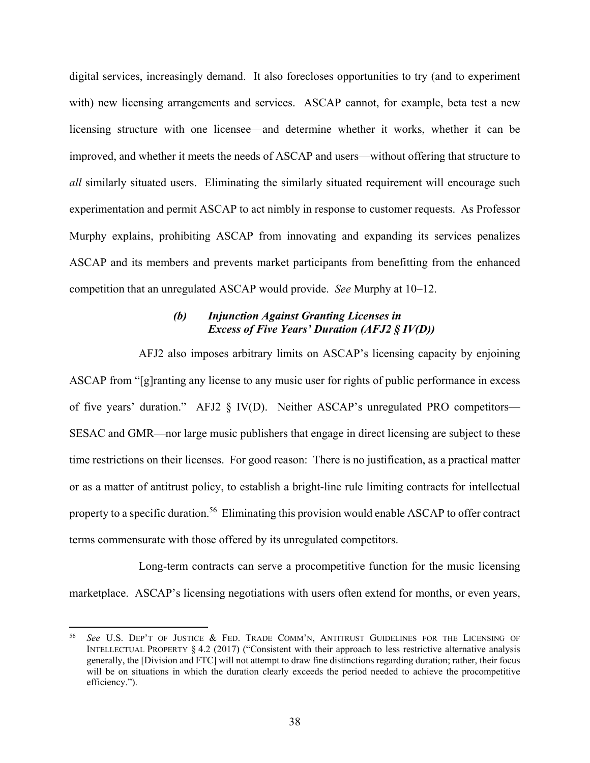digital services, increasingly demand. It also forecloses opportunities to try (and to experiment with) new licensing arrangements and services. ASCAP cannot, for example, beta test a new licensing structure with one licensee—and determine whether it works, whether it can be improved, and whether it meets the needs of ASCAP and users—without offering that structure to *all* similarly situated users. Eliminating the similarly situated requirement will encourage such experimentation and permit ASCAP to act nimbly in response to customer requests. As Professor Murphy explains, prohibiting ASCAP from innovating and expanding its services penalizes ASCAP and its members and prevents market participants from benefitting from the enhanced competition that an unregulated ASCAP would provide. *See* Murphy at 10–12.

##### *(b) Injunction Against Granting Licenses in Excess of Five Years' Duration (AFJ2 § IV(D))*

AFJ2 also imposes arbitrary limits on ASCAP's licensing capacity by enjoining ASCAP from "[g]ranting any license to any music user for rights of public performance in excess of five years' duration." AFJ2 § IV(D). Neither ASCAP's unregulated PRO competitors—SESAC and GMR—nor large music publishers that engage in direct licensing are subject to these time restrictions on their licenses. For good reason: There is no justification, as a practical matter or as a matter of antitrust policy, to establish a bright-line rule limiting contracts for intellectual property to a specific duration.[56] Eliminating this provision would enable ASCAP to offer contract terms commensurate with those offered by its unregulated competitors.

Long-term contracts can serve a procompetitive function for the music licensing marketplace. ASCAP's licensing negotiations with users often extend for months, or even years,

---

[56] *See* U.S. Dep't of Justice & Fed. Trade Comm'n, Antitrust Guidelines for the Licensing of Intellectual Property § 4.2 (2017) ("Consistent with their approach to less restrictive alternative analysis generally, the [Division and FTC] will not attempt to draw fine distinctions regarding duration; rather, their focus will be on situations in which the duration clearly exceeds the period needed to achieve the procompetitive efficiency.").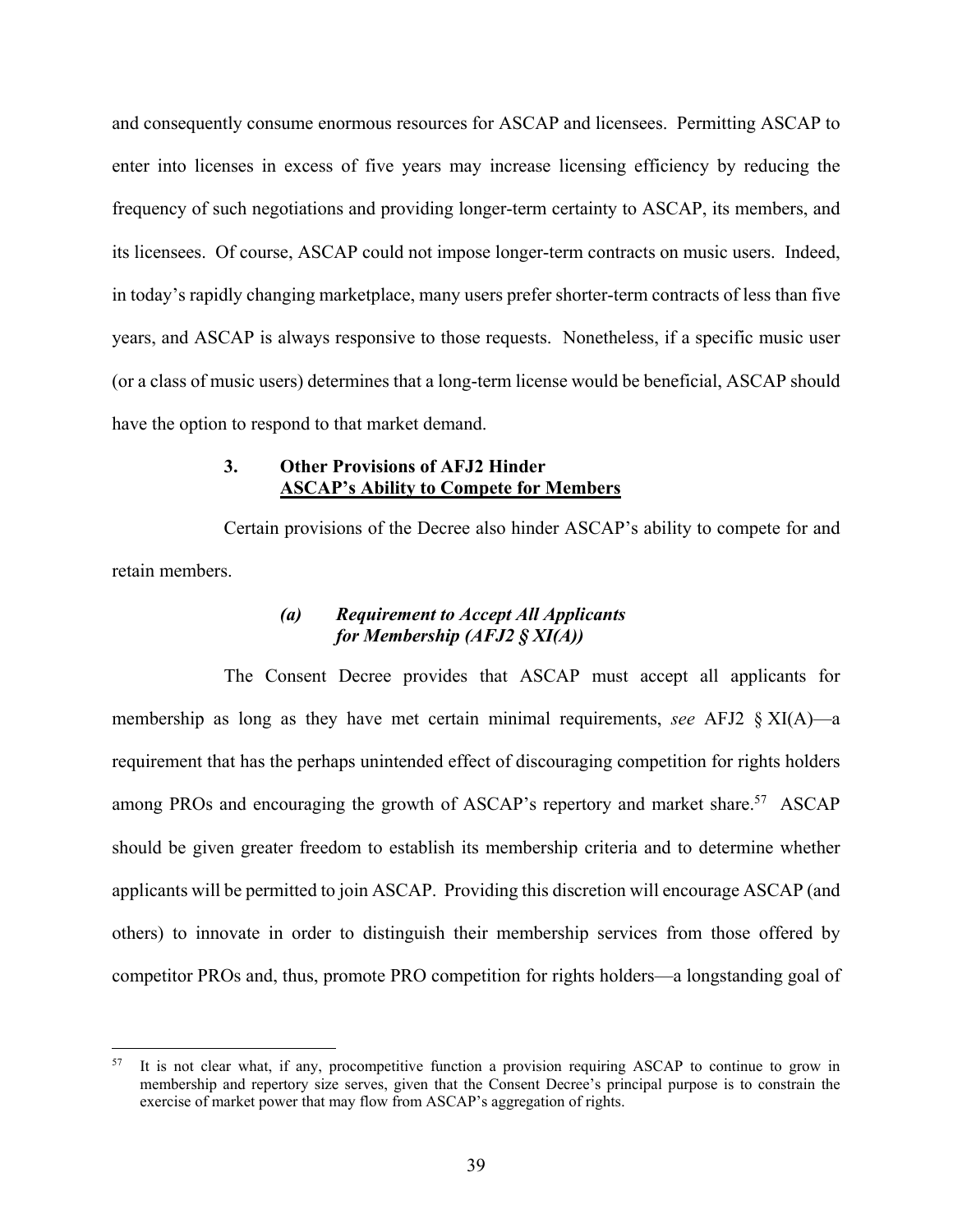and consequently consume enormous resources for ASCAP and licensees. Permitting ASCAP to enter into licenses in excess of five years may increase licensing efficiency by reducing the frequency of such negotiations and providing longer-term certainty to ASCAP, its members, and its licensees. Of course, ASCAP could not impose longer-term contracts on music users. Indeed, in today's rapidly changing marketplace, many users prefer shorter-term contracts of less than five years, and ASCAP is always responsive to those requests. Nonetheless, if a specific music user (or a class of music users) determines that a long-term license would be beneficial, ASCAP should have the option to respond to that market demand.

### 3. Other Provisions of AFJ2 Hinder <u>ASCAP's Ability to Compete for Members</u>

Certain provisions of the Decree also hinder ASCAP's ability to compete for and retain members.

#### *(a) Requirement to Accept All Applicants for Membership (AFJ2 § XI(A))*

The Consent Decree provides that ASCAP must accept all applicants for membership as long as they have met certain minimal requirements, *see* AFJ2 § XI(A)—a requirement that has the perhaps unintended effect of discouraging competition for rights holders among PROs and encouraging the growth of ASCAP's repertory and market share.[57] ASCAP should be given greater freedom to establish its membership criteria and to determine whether applicants will be permitted to join ASCAP. Providing this discretion will encourage ASCAP (and others) to innovate in order to distinguish their membership services from those offered by competitor PROs and, thus, promote PRO competition for rights holders—a longstanding goal of

---

[57] It is not clear what, if any, procompetitive function a provision requiring ASCAP to continue to grow in membership and repertory size serves, given that the Consent Decree's principal purpose is to constrain the exercise of market power that may flow from ASCAP's aggregation of rights.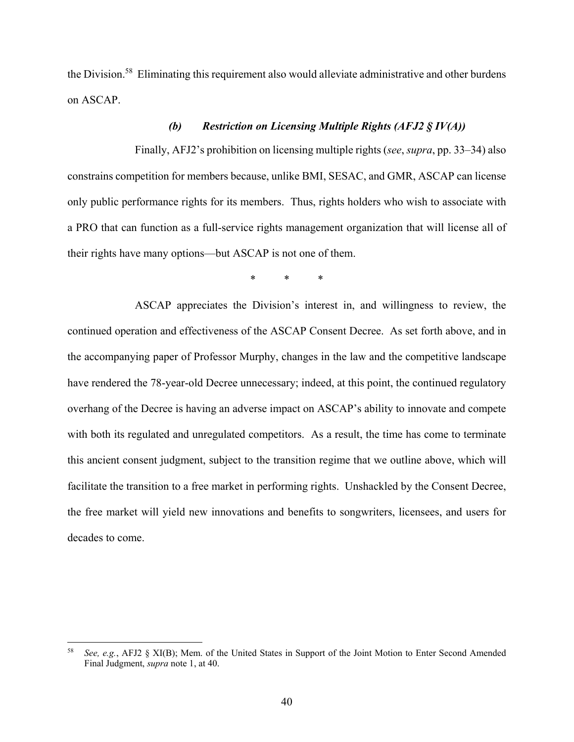the Division.[58] Eliminating this requirement also would alleviate administrative and other burdens on ASCAP.

#### *(b) Restriction on Licensing Multiple Rights (AFJ2 § IV(A))*

Finally, AFJ2's prohibition on licensing multiple rights (*see*, *supra*, pp. 33–34) also constrains competition for members because, unlike BMI, SESAC, and GMR, ASCAP can license only public performance rights for its members. Thus, rights holders who wish to associate with a PRO that can function as a full-service rights management organization that will license all of their rights have many options—but ASCAP is not one of them.

\* \* \*

ASCAP appreciates the Division's interest in, and willingness to review, the continued operation and effectiveness of the ASCAP Consent Decree. As set forth above, and in the accompanying paper of Professor Murphy, changes in the law and the competitive landscape have rendered the 78-year-old Decree unnecessary; indeed, at this point, the continued regulatory overhang of the Decree is having an adverse impact on ASCAP's ability to innovate and compete with both its regulated and unregulated competitors. As a result, the time has come to terminate this ancient consent judgment, subject to the transition regime that we outline above, which will facilitate the transition to a free market in performing rights. Unshackled by the Consent Decree, the free market will yield new innovations and benefits to songwriters, licensees, and users for decades to come.

---

[58] *See, e.g.*, AFJ2 § XI(B); Mem. of the United States in Support of the Joint Motion to Enter Second Amended Final Judgment, *supra* note 1, at 40.